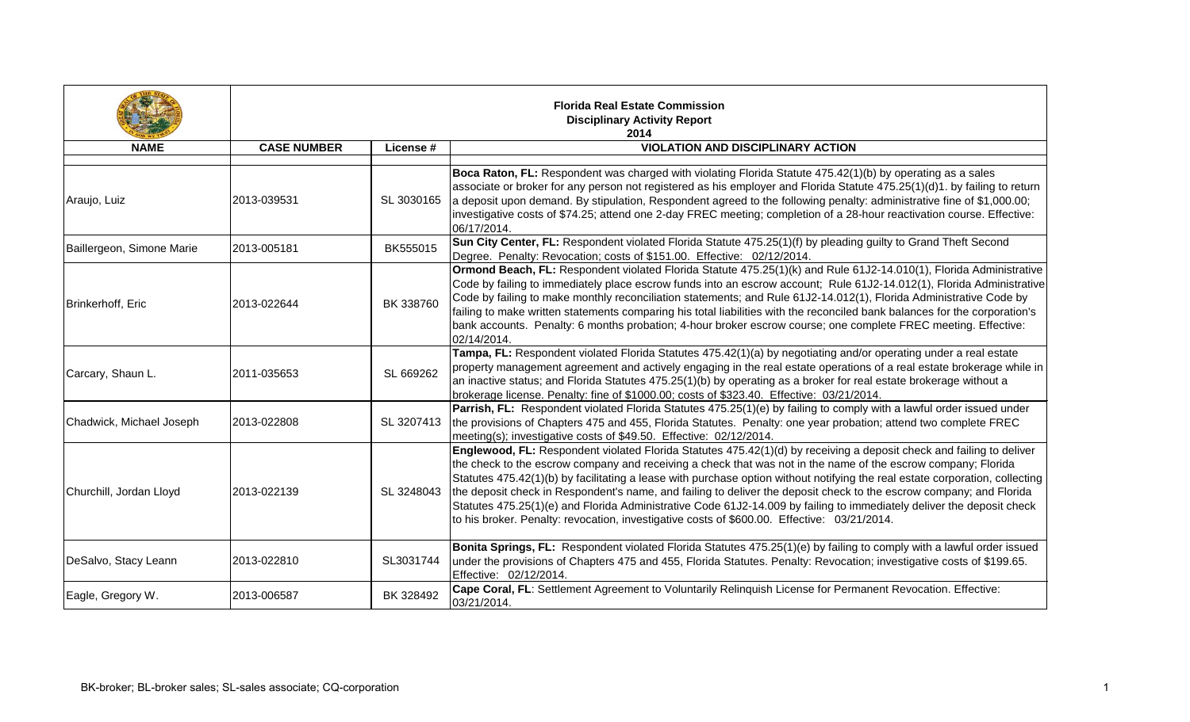**Florida Real Estate Commission**
**Disciplinary Activity Report**
**2014**

| NAME | CASE NUMBER | License # | VIOLATION AND DISCIPLINARY ACTION |
|---|---|---|---|
| Araujo, Luiz | 2013-039531 | SL 3030165 | **Boca Raton, FL:** Respondent was charged with violating Florida Statute 475.42(1)(b) by operating as a sales associate or broker for any person not registered as his employer and Florida Statute 475.25(1)(d)1. by failing to return a deposit upon demand. By stipulation, Respondent agreed to the following penalty: administrative fine of $1,000.00; investigative costs of $74.25; attend one 2-day FREC meeting; completion of a 28-hour reactivation course. Effective: 06/17/2014. |
| Baillergeon, Simone Marie | 2013-005181 | BK555015 | **Sun City Center, FL:** Respondent violated Florida Statute 475.25(1)(f) by pleading guilty to Grand Theft Second Degree. Penalty: Revocation; costs of $151.00. Effective: 02/12/2014. |
| Brinkerhoff, Eric | 2013-022644 | BK 338760 | **Ormond Beach, FL:** Respondent violated Florida Statute 475.25(1)(k) and Rule 61J2-14.010(1), Florida Administrative Code by failing to immediately place escrow funds into an escrow account; Rule 61J2-14.012(1), Florida Administrative Code by failing to make monthly reconciliation statements; and Rule 61J2-14.012(1), Florida Administrative Code by failing to make written statements comparing his total liabilities with the reconciled bank balances for the corporation's bank accounts. Penalty: 6 months probation; 4-hour broker escrow course; one complete FREC meeting. Effective: 02/14/2014. |
| Carcary, Shaun L. | 2011-035653 | SL 669262 | **Tampa, FL:** Respondent violated Florida Statutes 475.42(1)(a) by negotiating and/or operating under a real estate property management agreement and actively engaging in the real estate operations of a real estate brokerage while in an inactive status; and Florida Statutes 475.25(1)(b) by operating as a broker for real estate brokerage without a brokerage license. Penalty: fine of $1000.00; costs of $323.40. Effective: 03/21/2014. |
| Chadwick, Michael Joseph | 2013-022808 | SL 3207413 | **Parrish, FL:** Respondent violated Florida Statutes 475.25(1)(e) by failing to comply with a lawful order issued under the provisions of Chapters 475 and 455, Florida Statutes. Penalty: one year probation; attend two complete FREC meeting(s); investigative costs of $49.50. Effective: 02/12/2014. |
| Churchill, Jordan Lloyd | 2013-022139 | SL 3248043 | **Englewood, FL:** Respondent violated Florida Statutes 475.42(1)(d) by receiving a deposit check and failing to deliver the check to the escrow company and receiving a check that was not in the name of the escrow company; Florida Statutes 475.42(1)(b) by facilitating a lease with purchase option without notifying the real estate corporation, collecting the deposit check in Respondent's name, and failing to deliver the deposit check to the escrow company; and Florida Statutes 475.25(1)(e) and Florida Administrative Code 61J2-14.009 by failing to immediately deliver the deposit check to his broker. Penalty: revocation, investigative costs of $600.00. Effective: 03/21/2014. |
| DeSalvo, Stacy Leann | 2013-022810 | SL3031744 | **Bonita Springs, FL:** Respondent violated Florida Statutes 475.25(1)(e) by failing to comply with a lawful order issued under the provisions of Chapters 475 and 455, Florida Statutes. Penalty: Revocation; investigative costs of $199.65. Effective: 02/12/2014. |
| Eagle, Gregory W. | 2013-006587 | BK 328492 | **Cape Coral, FL**: Settlement Agreement to Voluntarily Relinquish License for Permanent Revocation. Effective: 03/21/2014. |

BK-broker; BL-broker sales; SL-sales associate; CQ-corporation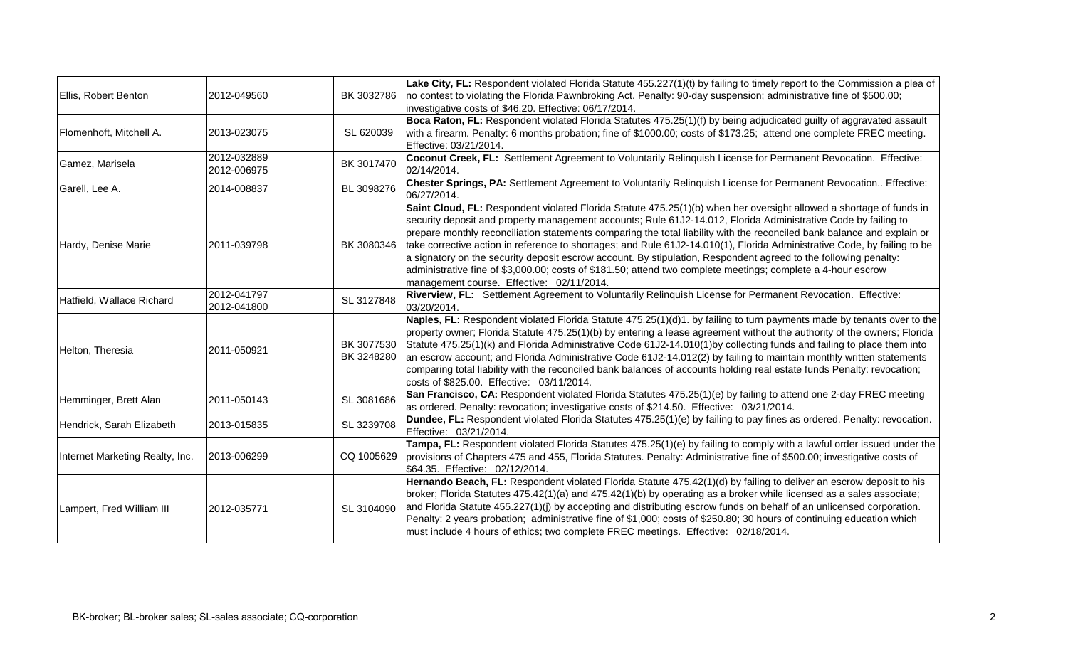| | | | |
|---|---|---|---|
| Ellis, Robert Benton | 2012-049560 | BK 3032786 | **Lake City, FL:** Respondent violated Florida Statute 455.227(1)(t) by failing to timely report to the Commission a plea of no contest to violating the Florida Pawnbroking Act. Penalty: 90-day suspension; administrative fine of $500.00; investigative costs of $46.20. Effective: 06/17/2014. |
| Flomenhoft, Mitchell A. | 2013-023075 | SL 620039 | **Boca Raton, FL:** Respondent violated Florida Statutes 475.25(1)(f) by being adjudicated guilty of aggravated assault with a firearm. Penalty: 6 months probation; fine of $1000.00; costs of $173.25; attend one complete FREC meeting. Effective: 03/21/2014. |
| Gamez, Marisela | 2012-032889<br>2012-006975 | BK 3017470 | **Coconut Creek, FL:** Settlement Agreement to Voluntarily Relinquish License for Permanent Revocation. Effective: 02/14/2014. |
| Garell, Lee A. | 2014-008837 | BL 3098276 | **Chester Springs, PA:** Settlement Agreement to Voluntarily Relinquish License for Permanent Revocation.. Effective: 06/27/2014. |
| Hardy, Denise Marie | 2011-039798 | BK 3080346 | **Saint Cloud, FL:** Respondent violated Florida Statute 475.25(1)(b) when her oversight allowed a shortage of funds in security deposit and property management accounts; Rule 61J2-14.012, Florida Administrative Code by failing to prepare monthly reconciliation statements comparing the total liability with the reconciled bank balance and explain or take corrective action in reference to shortages; and Rule 61J2-14.010(1), Florida Administrative Code, by failing to be a signatory on the security deposit escrow account. By stipulation, Respondent agreed to the following penalty: administrative fine of $3,000.00; costs of $181.50; attend two complete meetings; complete a 4-hour escrow management course. Effective: 02/11/2014. |
| Hatfield, Wallace Richard | 2012-041797<br>2012-041800 | SL 3127848 | **Riverview, FL:** Settlement Agreement to Voluntarily Relinquish License for Permanent Revocation. Effective: 03/20/2014. |
| Helton, Theresia | 2011-050921 | BK 3077530<br>BK 3248280 | **Naples, FL:** Respondent violated Florida Statute 475.25(1)(d)1. by failing to turn payments made by tenants over to the property owner; Florida Statute 475.25(1)(b) by entering a lease agreement without the authority of the owners; Florida Statute 475.25(1)(k) and Florida Administrative Code 61J2-14.010(1)by collecting funds and failing to place them into an escrow account; and Florida Administrative Code 61J2-14.012(2) by failing to maintain monthly written statements comparing total liability with the reconciled bank balances of accounts holding real estate funds Penalty: revocation; costs of $825.00. Effective: 03/11/2014. |
| Hemminger, Brett Alan | 2011-050143 | SL 3081686 | **San Francisco, CA:** Respondent violated Florida Statutes 475.25(1)(e) by failing to attend one 2-day FREC meeting as ordered. Penalty: revocation; investigative costs of $214.50. Effective: 03/21/2014. |
| Hendrick, Sarah Elizabeth | 2013-015835 | SL 3239708 | **Dundee, FL:** Respondent violated Florida Statutes 475.25(1)(e) by failing to pay fines as ordered. Penalty: revocation. Effective: 03/21/2014. |
| Internet Marketing Realty, Inc. | 2013-006299 | CQ 1005629 | **Tampa, FL:** Respondent violated Florida Statutes 475.25(1)(e) by failing to comply with a lawful order issued under the provisions of Chapters 475 and 455, Florida Statutes. Penalty: Administrative fine of $500.00; investigative costs of $64.35. Effective: 02/12/2014. |
| Lampert, Fred William III | 2012-035771 | SL 3104090 | **Hernando Beach, FL:** Respondent violated Florida Statute 475.42(1)(d) by failing to deliver an escrow deposit to his broker; Florida Statutes 475.42(1)(a) and 475.42(1)(b) by operating as a broker while licensed as a sales associate; and Florida Statute 455.227(1)(j) by accepting and distributing escrow funds on behalf of an unlicensed corporation. Penalty: 2 years probation; administrative fine of $1,000; costs of $250.80; 30 hours of continuing education which must include 4 hours of ethics; two complete FREC meetings. Effective: 02/18/2014. |

BK-broker; BL-broker sales; SL-sales associate; CQ-corporation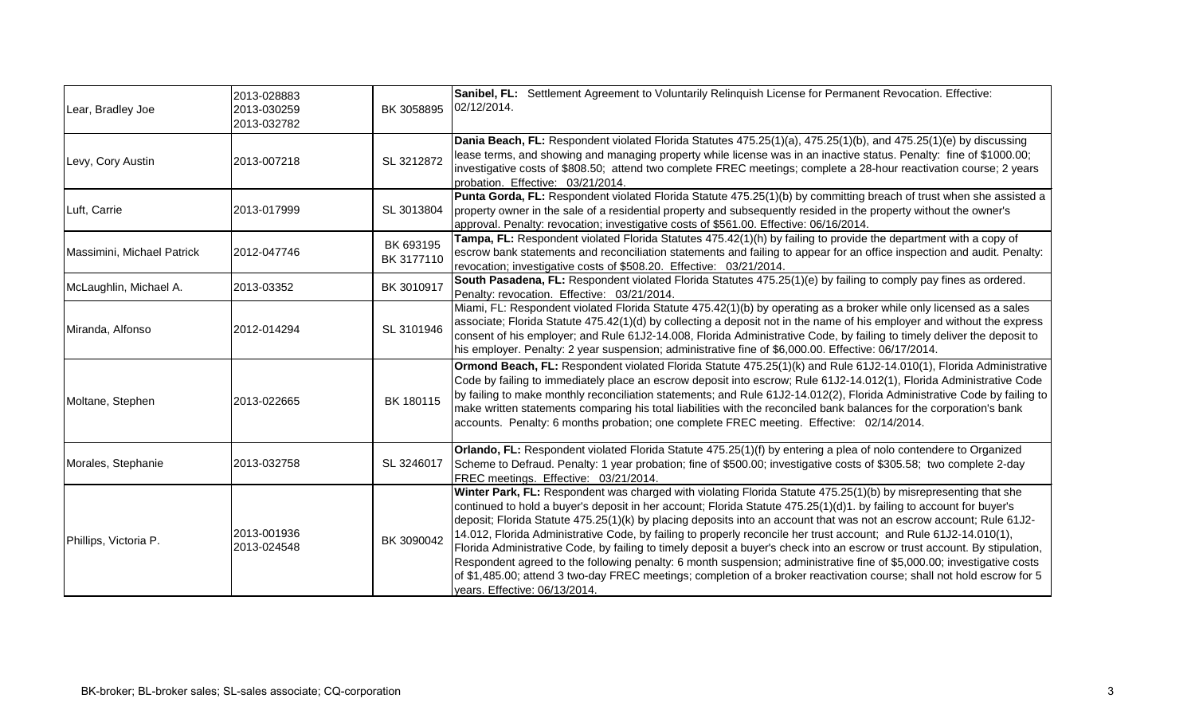| | | | |
|---|---|---|---|
| Lear, Bradley Joe | 2013-028883<br>2013-030259<br>2013-032782 | BK 3058895 | **Sanibel, FL:** Settlement Agreement to Voluntarily Relinquish License for Permanent Revocation. Effective: 02/12/2014. |
| Levy, Cory Austin | 2013-007218 | SL 3212872 | **Dania Beach, FL:** Respondent violated Florida Statutes 475.25(1)(a), 475.25(1)(b), and 475.25(1)(e) by discussing lease terms, and showing and managing property while license was in an inactive status. Penalty: fine of $1000.00; investigative costs of $808.50; attend two complete FREC meetings; complete a 28-hour reactivation course; 2 years probation. Effective: 03/21/2014. |
| Luft, Carrie | 2013-017999 | SL 3013804 | **Punta Gorda, FL:** Respondent violated Florida Statute 475.25(1)(b) by committing breach of trust when she assisted a property owner in the sale of a residential property and subsequently resided in the property without the owner's approval. Penalty: revocation; investigative costs of $561.00. Effective: 06/16/2014. |
| Massimini, Michael Patrick | 2012-047746 | BK 693195<br>BK 3177110 | **Tampa, FL:** Respondent violated Florida Statutes 475.42(1)(h) by failing to provide the department with a copy of escrow bank statements and reconciliation statements and failing to appear for an office inspection and audit. Penalty: revocation; investigative costs of $508.20. Effective: 03/21/2014. |
| McLaughlin, Michael A. | 2013-03352 | BK 3010917 | **South Pasadena, FL:** Respondent violated Florida Statutes 475.25(1)(e) by failing to comply pay fines as ordered. Penalty: revocation. Effective: 03/21/2014. |
| Miranda, Alfonso | 2012-014294 | SL 3101946 | Miami, FL: Respondent violated Florida Statute 475.42(1)(b) by operating as a broker while only licensed as a sales associate; Florida Statute 475.42(1)(d) by collecting a deposit not in the name of his employer and without the express consent of his employer; and Rule 61J2-14.008, Florida Administrative Code, by failing to timely deliver the deposit to his employer. Penalty: 2 year suspension; administrative fine of $6,000.00. Effective: 06/17/2014. |
| Moltane, Stephen | 2013-022665 | BK 180115 | **Ormond Beach, FL:** Respondent violated Florida Statute 475.25(1)(k) and Rule 61J2-14.010(1), Florida Administrative Code by failing to immediately place an escrow deposit into escrow; Rule 61J2-14.012(1), Florida Administrative Code by failing to make monthly reconciliation statements; and Rule 61J2-14.012(2), Florida Administrative Code by failing to make written statements comparing his total liabilities with the reconciled bank balances for the corporation's bank accounts. Penalty: 6 months probation; one complete FREC meeting. Effective: 02/14/2014. |
| Morales, Stephanie | 2013-032758 | SL 3246017 | **Orlando, FL:** Respondent violated Florida Statute 475.25(1)(f) by entering a plea of nolo contendere to Organized Scheme to Defraud. Penalty: 1 year probation; fine of $500.00; investigative costs of $305.58; two complete 2-day FREC meetings. Effective: 03/21/2014. |
| Phillips, Victoria P. | 2013-001936<br>2013-024548 | BK 3090042 | **Winter Park, FL:** Respondent was charged with violating Florida Statute 475.25(1)(b) by misrepresenting that she continued to hold a buyer's deposit in her account; Florida Statute 475.25(1)(d)1. by failing to account for buyer's deposit; Florida Statute 475.25(1)(k) by placing deposits into an account that was not an escrow account; Rule 61J2-14.012, Florida Administrative Code, by failing to properly reconcile her trust account; and Rule 61J2-14.010(1), Florida Administrative Code, by failing to timely deposit a buyer's check into an escrow or trust account. By stipulation, Respondent agreed to the following penalty: 6 month suspension; administrative fine of $5,000.00; investigative costs of $1,485.00; attend 3 two-day FREC meetings; completion of a broker reactivation course; shall not hold escrow for 5 years. Effective: 06/13/2014. |

BK-broker; BL-broker sales; SL-sales associate; CQ-corporation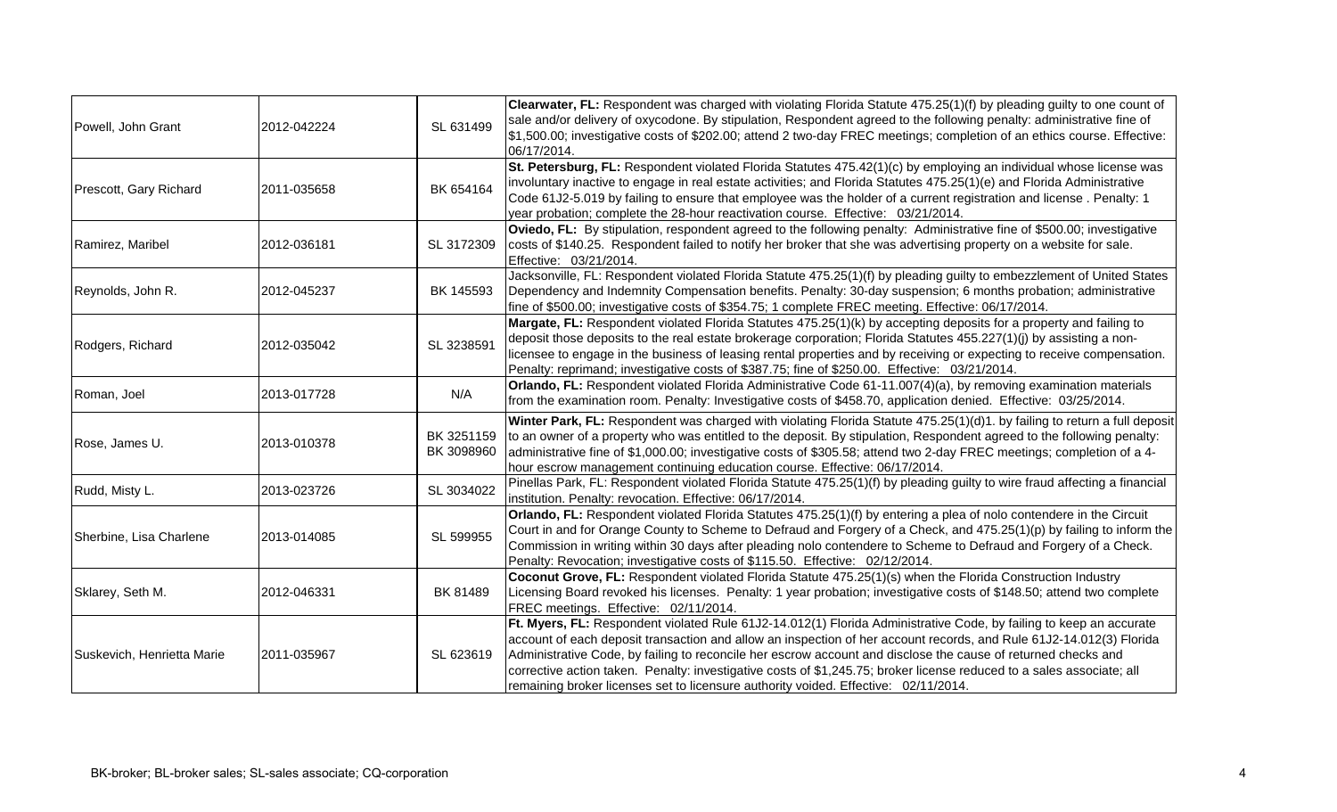| | | | |
|---|---|---|---|
| Powell, John Grant | 2012-042224 | SL 631499 | **Clearwater, FL:** Respondent was charged with violating Florida Statute 475.25(1)(f) by pleading guilty to one count of sale and/or delivery of oxycodone. By stipulation, Respondent agreed to the following penalty: administrative fine of $1,500.00; investigative costs of $202.00; attend 2 two-day FREC meetings; completion of an ethics course. Effective: 06/17/2014. |
| Prescott, Gary Richard | 2011-035658 | BK 654164 | **St. Petersburg, FL:** Respondent violated Florida Statutes 475.42(1)(c) by employing an individual whose license was involuntary inactive to engage in real estate activities; and Florida Statutes 475.25(1)(e) and Florida Administrative Code 61J2-5.019 by failing to ensure that employee was the holder of a current registration and license . Penalty: 1 year probation; complete the 28-hour reactivation course. Effective: 03/21/2014. |
| Ramirez, Maribel | 2012-036181 | SL 3172309 | **Oviedo, FL:** By stipulation, respondent agreed to the following penalty: Administrative fine of $500.00; investigative costs of $140.25. Respondent failed to notify her broker that she was advertising property on a website for sale. Effective: 03/21/2014. |
| Reynolds, John R. | 2012-045237 | BK 145593 | Jacksonville, FL: Respondent violated Florida Statute 475.25(1)(f) by pleading guilty to embezzlement of United States Dependency and Indemnity Compensation benefits. Penalty: 30-day suspension; 6 months probation; administrative fine of $500.00; investigative costs of $354.75; 1 complete FREC meeting. Effective: 06/17/2014. |
| Rodgers, Richard | 2012-035042 | SL 3238591 | **Margate, FL:** Respondent violated Florida Statutes 475.25(1)(k) by accepting deposits for a property and failing to deposit those deposits to the real estate brokerage corporation; Florida Statutes 455.227(1)(j) by assisting a non-licensee to engage in the business of leasing rental properties and by receiving or expecting to receive compensation. Penalty: reprimand; investigative costs of $387.75; fine of $250.00. Effective: 03/21/2014. |
| Roman, Joel | 2013-017728 | N/A | **Orlando, FL:** Respondent violated Florida Administrative Code 61-11.007(4)(a), by removing examination materials from the examination room. Penalty: Investigative costs of $458.70, application denied. Effective: 03/25/2014. |
| Rose, James U. | 2013-010378 | BK 3251159 BK 3098960 | **Winter Park, FL:** Respondent was charged with violating Florida Statute 475.25(1)(d)1. by failing to return a full deposit to an owner of a property who was entitled to the deposit. By stipulation, Respondent agreed to the following penalty: administrative fine of $1,000.00; investigative costs of $305.58; attend two 2-day FREC meetings; completion of a 4-hour escrow management continuing education course. Effective: 06/17/2014. |
| Rudd, Misty L. | 2013-023726 | SL 3034022 | Pinellas Park, FL: Respondent violated Florida Statute 475.25(1)(f) by pleading guilty to wire fraud affecting a financial institution. Penalty: revocation. Effective: 06/17/2014. |
| Sherbine, Lisa Charlene | 2013-014085 | SL 599955 | **Orlando, FL:** Respondent violated Florida Statutes 475.25(1)(f) by entering a plea of nolo contendere in the Circuit Court in and for Orange County to Scheme to Defraud and Forgery of a Check, and 475.25(1)(p) by failing to inform the Commission in writing within 30 days after pleading nolo contendere to Scheme to Defraud and Forgery of a Check. Penalty: Revocation; investigative costs of $115.50. Effective: 02/12/2014. |
| Sklarey, Seth M. | 2012-046331 | BK 81489 | **Coconut Grove, FL:** Respondent violated Florida Statute 475.25(1)(s) when the Florida Construction Industry Licensing Board revoked his licenses. Penalty: 1 year probation; investigative costs of $148.50; attend two complete FREC meetings. Effective: 02/11/2014. |
| Suskevich, Henrietta Marie | 2011-035967 | SL 623619 | **Ft. Myers, FL:** Respondent violated Rule 61J2-14.012(1) Florida Administrative Code, by failing to keep an accurate account of each deposit transaction and allow an inspection of her account records, and Rule 61J2-14.012(3) Florida Administrative Code, by failing to reconcile her escrow account and disclose the cause of returned checks and corrective action taken. Penalty: investigative costs of $1,245.75; broker license reduced to a sales associate; all remaining broker licenses set to licensure authority voided. Effective: 02/11/2014. |

BK-broker; BL-broker sales; SL-sales associate; CQ-corporation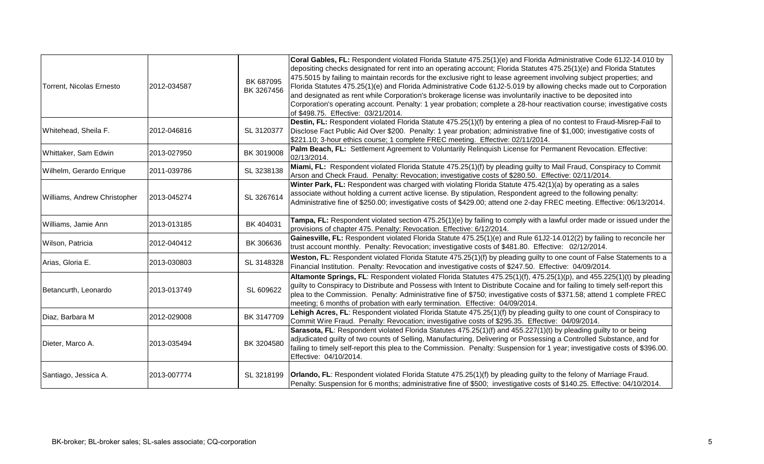| | | | |
|---|---|---|---|
| Torrent, Nicolas Ernesto | 2012-034587 | BK 687095<br>BK 3267456 | **Coral Gables, FL:** Respondent violated Florida Statute 475.25(1)(e) and Florida Administrative Code 61J2-14.010 by depositing checks designated for rent into an operating account; Florida Statutes 475.25(1)(e) and Florida Statutes 475.5015 by failing to maintain records for the exclusive right to lease agreement involving subject properties; and Florida Statutes 475.25(1)(e) and Florida Administrative Code 61J2-5.019 by allowing checks made out to Corporation and designated as rent while Corporation's brokerage license was involuntarily inactive to be deposited into Corporation's operating account. Penalty: 1 year probation; complete a 28-hour reactivation course; investigative costs of $498.75. Effective: 03/21/2014. |
| Whitehead, Sheila F. | 2012-046816 | SL 3120377 | **Destin, FL:** Respondent violated Florida Statute 475.25(1)(f) by entering a plea of no contest to Fraud-Misrep-Fail to Disclose Fact Public Aid Over $200. Penalty: 1 year probation; administrative fine of $1,000; investigative costs of $221.10; 3-hour ethics course; 1 complete FREC meeting. Effective: 02/11/2014. |
| Whittaker, Sam Edwin | 2013-027950 | BK 3019008 | **Palm Beach, FL:** Settlement Agreement to Voluntarily Relinquish License for Permanent Revocation. Effective: 02/13/2014. |
| Wilhelm, Gerardo Enrique | 2011-039786 | SL 3238138 | **Miami, FL:** Respondent violated Florida Statute 475.25(1)(f) by pleading guilty to Mail Fraud, Conspiracy to Commit Arson and Check Fraud. Penalty: Revocation; investigative costs of $280.50. Effective: 02/11/2014. |
| Williams, Andrew Christopher | 2013-045274 | SL 3267614 | **Winter Park, FL:** Respondent was charged with violating Florida Statute 475.42(1)(a) by operating as a sales associate without holding a current active license. By stipulation, Respondent agreed to the following penalty: Administrative fine of $250.00; investigative costs of $429.00; attend one 2-day FREC meeting. Effective: 06/13/2014. |
| Williams, Jamie Ann | 2013-013185 | BK 404031 | **Tampa, FL:** Respondent violated section 475.25(1)(e) by failing to comply with a lawful order made or issued under the provisions of chapter 475. Penalty: Revocation. Effective: 6/12/2014. |
| Wilson, Patricia | 2012-040412 | BK 306636 | **Gainesville, FL:** Respondent violated Florida Statute 475.25(1)(e) and Rule 61J2-14.012(2) by failing to reconcile her trust account monthly. Penalty: Revocation; investigative costs of $481.80. Effective: 02/12/2014. |
| Arias, Gloria E. | 2013-030803 | SL 3148328 | **Weston, FL**: Respondent violated Florida Statute 475.25(1)(f) by pleading guilty to one count of False Statements to a Financial Institution. Penalty: Revocation and investigative costs of $247.50. Effective: 04/09/2014. |
| Betancurth, Leonardo | 2013-013749 | SL 609622 | **Altamonte Springs, FL**: Respondent violated Florida Statutes 475.25(1)(f), 475.25(1)(p), and 455.225(1)(t) by pleading guilty to Conspiracy to Distribute and Possess with Intent to Distribute Cocaine and for failing to timely self-report this plea to the Commission. Penalty: Administrative fine of $750; investigative costs of $371.58; attend 1 complete FREC meeting; 6 months of probation with early termination. Effective: 04/09/2014. |
| Diaz, Barbara M | 2012-029008 | BK 3147709 | **Lehigh Acres, FL**: Respondent violated Florida Statute 475.25(1)(f) by pleading guilty to one count of Conspiracy to Commit Wire Fraud. Penalty: Revocation; investigative costs of $295.35. Effective: 04/09/2014. |
| Dieter, Marco A. | 2013-035494 | BK 3204580 | **Sarasota, FL**: Respondent violated Florida Statutes 475.25(1)(f) and 455.227(1)(t) by pleading guilty to or being adjudicated guilty of two counts of Selling, Manufacturing, Delivering or Possessing a Controlled Substance, and for failing to timely self-report this plea to the Commission. Penalty: Suspension for 1 year; investigative costs of $396.00. Effective: 04/10/2014. |
| Santiago, Jessica A. | 2013-007774 | SL 3218199 | **Orlando, FL**: Respondent violated Florida Statute 475.25(1)(f) by pleading guilty to the felony of Marriage Fraud. Penalty: Suspension for 6 months; administrative fine of $500; investigative costs of $140.25. Effective: 04/10/2014. |

BK-broker; BL-broker sales; SL-sales associate; CQ-corporation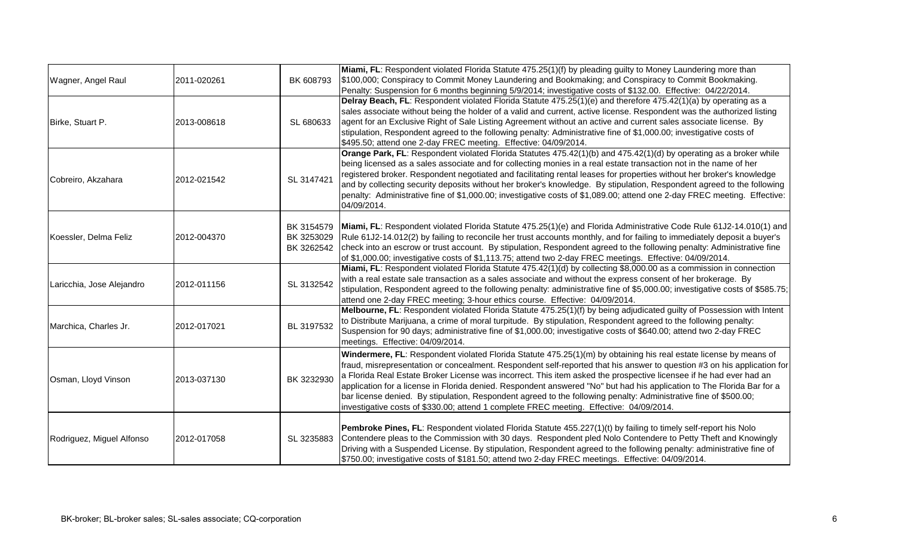| | | | |
|---|---|---|---|
| Wagner, Angel Raul | 2011-020261 | BK 608793 | **Miami, FL**: Respondent violated Florida Statute 475.25(1)(f) by pleading guilty to Money Laundering more than $100,000; Conspiracy to Commit Money Laundering and Bookmaking; and Conspiracy to Commit Bookmaking. Penalty: Suspension for 6 months beginning 5/9/2014; investigative costs of $132.00. Effective: 04/22/2014. |
| Birke, Stuart P. | 2013-008618 | SL 680633 | **Delray Beach, FL**: Respondent violated Florida Statute 475.25(1)(e) and therefore 475.42(1)(a) by operating as a sales associate without being the holder of a valid and current, active license. Respondent was the authorized listing agent for an Exclusive Right of Sale Listing Agreement without an active and current sales associate license. By stipulation, Respondent agreed to the following penalty: Administrative fine of $1,000.00; investigative costs of $495.50; attend one 2-day FREC meeting. Effective: 04/09/2014. |
| Cobreiro, Akzahara | 2012-021542 | SL 3147421 | **Orange Park, FL**: Respondent violated Florida Statutes 475.42(1)(b) and 475.42(1)(d) by operating as a broker while being licensed as a sales associate and for collecting monies in a real estate transaction not in the name of her registered broker. Respondent negotiated and facilitating rental leases for properties without her broker's knowledge and by collecting security deposits without her broker's knowledge. By stipulation, Respondent agreed to the following penalty: Administrative fine of $1,000.00; investigative costs of $1,089.00; attend one 2-day FREC meeting. Effective: 04/09/2014. |
| Koessler, Delma Feliz | 2012-004370 | BK 3154579<br>BK 3253029<br>BK 3262542 | **Miami, FL**: Respondent violated Florida Statute 475.25(1)(e) and Florida Administrative Code Rule 61J2-14.010(1) and Rule 61J2-14.012(2) by failing to reconcile her trust accounts monthly, and for failing to immediately deposit a buyer's check into an escrow or trust account. By stipulation, Respondent agreed to the following penalty: Administrative fine of $1,000.00; investigative costs of $1,113.75; attend two 2-day FREC meetings. Effective: 04/09/2014. |
| Laricchia, Jose Alejandro | 2012-011156 | SL 3132542 | **Miami, FL**: Respondent violated Florida Statute 475.42(1)(d) by collecting $8,000.00 as a commission in connection with a real estate sale transaction as a sales associate and without the express consent of her brokerage. By stipulation, Respondent agreed to the following penalty: administrative fine of $5,000.00; investigative costs of $585.75; attend one 2-day FREC meeting; 3-hour ethics course. Effective: 04/09/2014. |
| Marchica, Charles Jr. | 2012-017021 | BL 3197532 | **Melbourne, FL**: Respondent violated Florida Statute 475.25(1)(f) by being adjudicated guilty of Possession with Intent to Distribute Marijuana, a crime of moral turpitude. By stipulation, Respondent agreed to the following penalty: Suspension for 90 days; administrative fine of $1,000.00; investigative costs of $640.00; attend two 2-day FREC meetings. Effective: 04/09/2014. |
| Osman, Lloyd Vinson | 2013-037130 | BK 3232930 | **Windermere, FL**: Respondent violated Florida Statute 475.25(1)(m) by obtaining his real estate license by means of fraud, misrepresentation or concealment. Respondent self-reported that his answer to question #3 on his application for a Florida Real Estate Broker License was incorrect. This item asked the prospective licensee if he had ever had an application for a license in Florida denied. Respondent answered "No" but had his application to The Florida Bar for a bar license denied. By stipulation, Respondent agreed to the following penalty: Administrative fine of $500.00; investigative costs of $330.00; attend 1 complete FREC meeting. Effective: 04/09/2014. |
| Rodriguez, Miguel Alfonso | 2012-017058 | SL 3235883 | **Pembroke Pines, FL**: Respondent violated Florida Statute 455.227(1)(t) by failing to timely self-report his Nolo Contendere pleas to the Commission with 30 days. Respondent pled Nolo Contendere to Petty Theft and Knowingly Driving with a Suspended License. By stipulation, Respondent agreed to the following penalty: administrative fine of $750.00; investigative costs of $181.50; attend two 2-day FREC meetings. Effective: 04/09/2014. |

BK-broker; BL-broker sales; SL-sales associate; CQ-corporation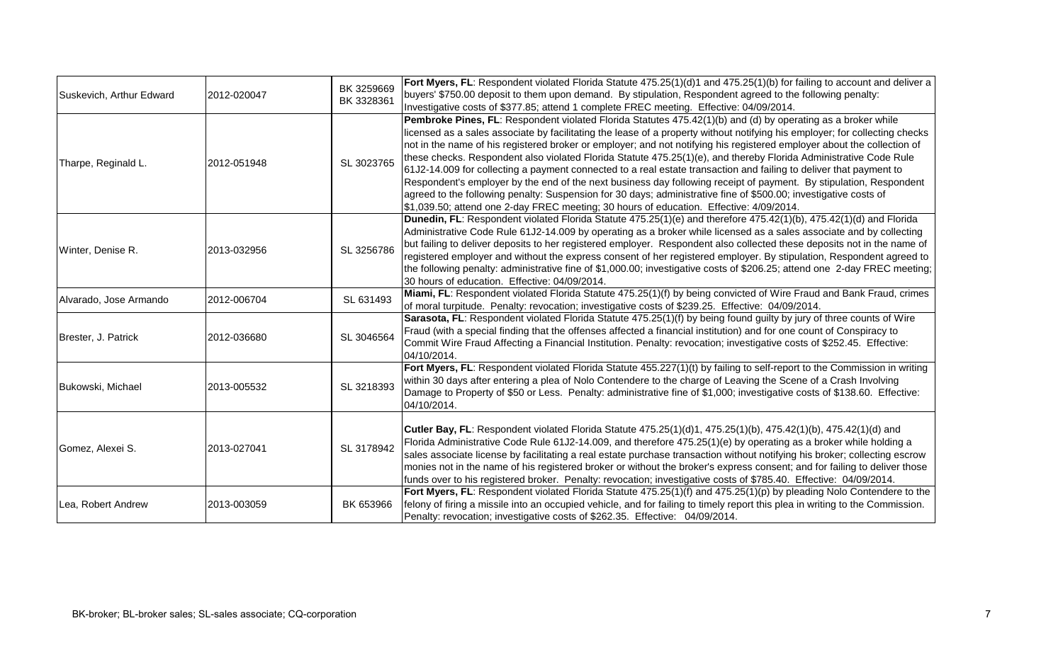| | | | |
|---|---|---|---|
| Suskevich, Arthur Edward | 2012-020047 | BK 3259669 BK 3328361 | **Fort Myers, FL**: Respondent violated Florida Statute 475.25(1)(d)1 and 475.25(1)(b) for failing to account and deliver a buyers' $750.00 deposit to them upon demand. By stipulation, Respondent agreed to the following penalty: Investigative costs of $377.85; attend 1 complete FREC meeting. Effective: 04/09/2014. |
| Tharpe, Reginald L. | 2012-051948 | SL 3023765 | **Pembroke Pines, FL**: Respondent violated Florida Statutes 475.42(1)(b) and (d) by operating as a broker while licensed as a sales associate by facilitating the lease of a property without notifying his employer; for collecting checks not in the name of his registered broker or employer; and not notifying his registered employer about the collection of these checks. Respondent also violated Florida Statute 475.25(1)(e), and thereby Florida Administrative Code Rule 61J2-14.009 for collecting a payment connected to a real estate transaction and failing to deliver that payment to Respondent's employer by the end of the next business day following receipt of payment. By stipulation, Respondent agreed to the following penalty: Suspension for 30 days; administrative fine of $500.00; investigative costs of $1,039.50; attend one 2-day FREC meeting; 30 hours of education. Effective: 4/09/2014. |
| Winter, Denise R. | 2013-032956 | SL 3256786 | **Dunedin, FL**: Respondent violated Florida Statute 475.25(1)(e) and therefore 475.42(1)(b), 475.42(1)(d) and Florida Administrative Code Rule 61J2-14.009 by operating as a broker while licensed as a sales associate and by collecting but failing to deliver deposits to her registered employer. Respondent also collected these deposits not in the name of registered employer and without the express consent of her registered employer. By stipulation, Respondent agreed to the following penalty: administrative fine of $1,000.00; investigative costs of $206.25; attend one 2-day FREC meeting; 30 hours of education. Effective: 04/09/2014. |
| Alvarado, Jose Armando | 2012-006704 | SL 631493 | **Miami, FL**: Respondent violated Florida Statute 475.25(1)(f) by being convicted of Wire Fraud and Bank Fraud, crimes of moral turpitude. Penalty: revocation; investigative costs of $239.25. Effective: 04/09/2014. |
| Brester, J. Patrick | 2012-036680 | SL 3046564 | **Sarasota, FL**: Respondent violated Florida Statute 475.25(1)(f) by being found guilty by jury of three counts of Wire Fraud (with a special finding that the offenses affected a financial institution) and for one count of Conspiracy to Commit Wire Fraud Affecting a Financial Institution. Penalty: revocation; investigative costs of $252.45. Effective: 04/10/2014. |
| Bukowski, Michael | 2013-005532 | SL 3218393 | **Fort Myers, FL**: Respondent violated Florida Statute 455.227(1)(t) by failing to self-report to the Commission in writing within 30 days after entering a plea of Nolo Contendere to the charge of Leaving the Scene of a Crash Involving Damage to Property of $50 or Less. Penalty: administrative fine of $1,000; investigative costs of $138.60. Effective: 04/10/2014. |
| Gomez, Alexei S. | 2013-027041 | SL 3178942 | **Cutler Bay, FL**: Respondent violated Florida Statute 475.25(1)(d)1, 475.25(1)(b), 475.42(1)(b), 475.42(1)(d) and Florida Administrative Code Rule 61J2-14.009, and therefore 475.25(1)(e) by operating as a broker while holding a sales associate license by facilitating a real estate purchase transaction without notifying his broker; collecting escrow monies not in the name of his registered broker or without the broker's express consent; and for failing to deliver those funds over to his registered broker. Penalty: revocation; investigative costs of $785.40. Effective: 04/09/2014. |
| Lea, Robert Andrew | 2013-003059 | BK 653966 | **Fort Myers, FL**: Respondent violated Florida Statute 475.25(1)(f) and 475.25(1)(p) by pleading Nolo Contendere to the felony of firing a missile into an occupied vehicle, and for failing to timely report this plea in writing to the Commission. Penalty: revocation; investigative costs of $262.35. Effective: 04/09/2014. |

BK-broker; BL-broker sales; SL-sales associate; CQ-corporation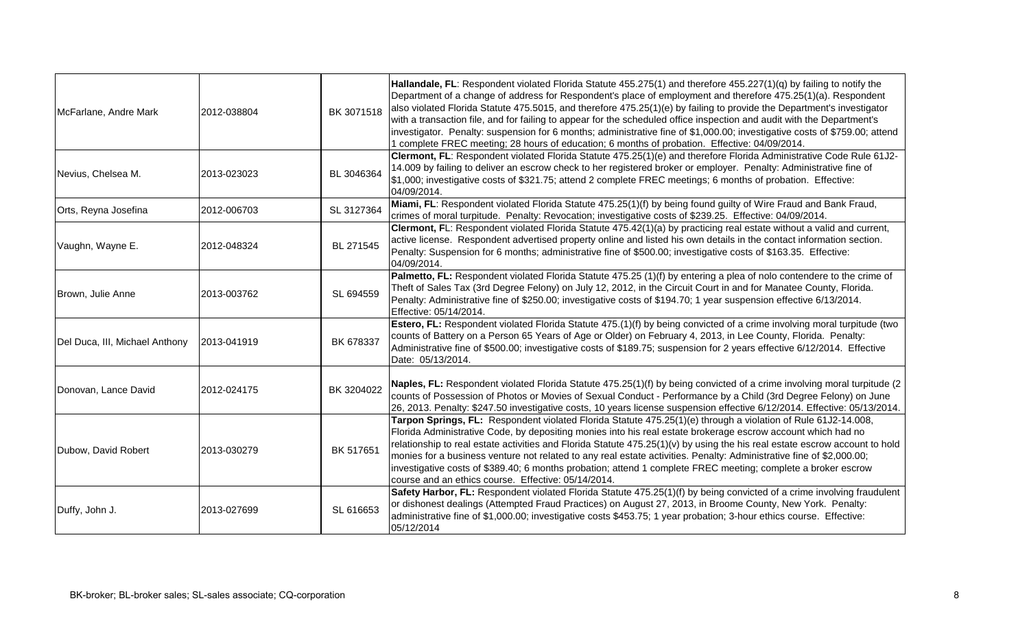| | | | |
|---|---|---|---|
| McFarlane, Andre Mark | 2012-038804 | BK 3071518 | **Hallandale, FL**: Respondent violated Florida Statute 455.275(1) and therefore 455.227(1)(q) by failing to notify the Department of a change of address for Respondent's place of employment and therefore 475.25(1)(a). Respondent also violated Florida Statute 475.5015, and therefore 475.25(1)(e) by failing to provide the Department's investigator with a transaction file, and for failing to appear for the scheduled office inspection and audit with the Department's investigator. Penalty: suspension for 6 months; administrative fine of $1,000.00; investigative costs of $759.00; attend 1 complete FREC meeting; 28 hours of education; 6 months of probation. Effective: 04/09/2014. |
| Nevius, Chelsea M. | 2013-023023 | BL 3046364 | **Clermont, FL**: Respondent violated Florida Statute 475.25(1)(e) and therefore Florida Administrative Code Rule 61J2-14.009 by failing to deliver an escrow check to her registered broker or employer. Penalty: Administrative fine of $1,000; investigative costs of $321.75; attend 2 complete FREC meetings; 6 months of probation. Effective: 04/09/2014. |
| Orts, Reyna Josefina | 2012-006703 | SL 3127364 | **Miami, FL**: Respondent violated Florida Statute 475.25(1)(f) by being found guilty of Wire Fraud and Bank Fraud, crimes of moral turpitude. Penalty: Revocation; investigative costs of $239.25. Effective: 04/09/2014. |
| Vaughn, Wayne E. | 2012-048324 | BL 271545 | **Clermont, F**L: Respondent violated Florida Statute 475.42(1)(a) by practicing real estate without a valid and current, active license. Respondent advertised property online and listed his own details in the contact information section. Penalty: Suspension for 6 months; administrative fine of $500.00; investigative costs of $163.35. Effective: 04/09/2014. |
| Brown, Julie Anne | 2013-003762 | SL 694559 | **Palmetto, FL:** Respondent violated Florida Statute 475.25 (1)(f) by entering a plea of nolo contendere to the crime of Theft of Sales Tax (3rd Degree Felony) on July 12, 2012, in the Circuit Court in and for Manatee County, Florida. Penalty: Administrative fine of $250.00; investigative costs of $194.70; 1 year suspension effective 6/13/2014. Effective: 05/14/2014. |
| Del Duca, III, Michael Anthony | 2013-041919 | BK 678337 | **Estero, FL:** Respondent violated Florida Statute 475.(1)(f) by being convicted of a crime involving moral turpitude (two counts of Battery on a Person 65 Years of Age or Older) on February 4, 2013, in Lee County, Florida. Penalty: Administrative fine of $500.00; investigative costs of $189.75; suspension for 2 years effective 6/12/2014. Effective Date: 05/13/2014. |
| Donovan, Lance David | 2012-024175 | BK 3204022 | **Naples, FL:** Respondent violated Florida Statute 475.25(1)(f) by being convicted of a crime involving moral turpitude (2 counts of Possession of Photos or Movies of Sexual Conduct - Performance by a Child (3rd Degree Felony) on June 26, 2013. Penalty: $247.50 investigative costs, 10 years license suspension effective 6/12/2014. Effective: 05/13/2014. |
| Dubow, David Robert | 2013-030279 | BK 517651 | **Tarpon Springs, FL:** Respondent violated Florida Statute 475.25(1)(e) through a violation of Rule 61J2-14.008, Florida Administrative Code, by depositing monies into his real estate brokerage escrow account which had no relationship to real estate activities and Florida Statute 475.25(1)(v) by using the his real estate escrow account to hold monies for a business venture not related to any real estate activities. Penalty: Administrative fine of $2,000.00; investigative costs of $389.40; 6 months probation; attend 1 complete FREC meeting; complete a broker escrow course and an ethics course. Effective: 05/14/2014. |
| Duffy, John J. | 2013-027699 | SL 616653 | **Safety Harbor, FL:** Respondent violated Florida Statute 475.25(1)(f) by being convicted of a crime involving fraudulent or dishonest dealings (Attempted Fraud Practices) on August 27, 2013, in Broome County, New York. Penalty: administrative fine of $1,000.00; investigative costs $453.75; 1 year probation; 3-hour ethics course. Effective: 05/12/2014 |

BK-broker; BL-broker sales; SL-sales associate; CQ-corporation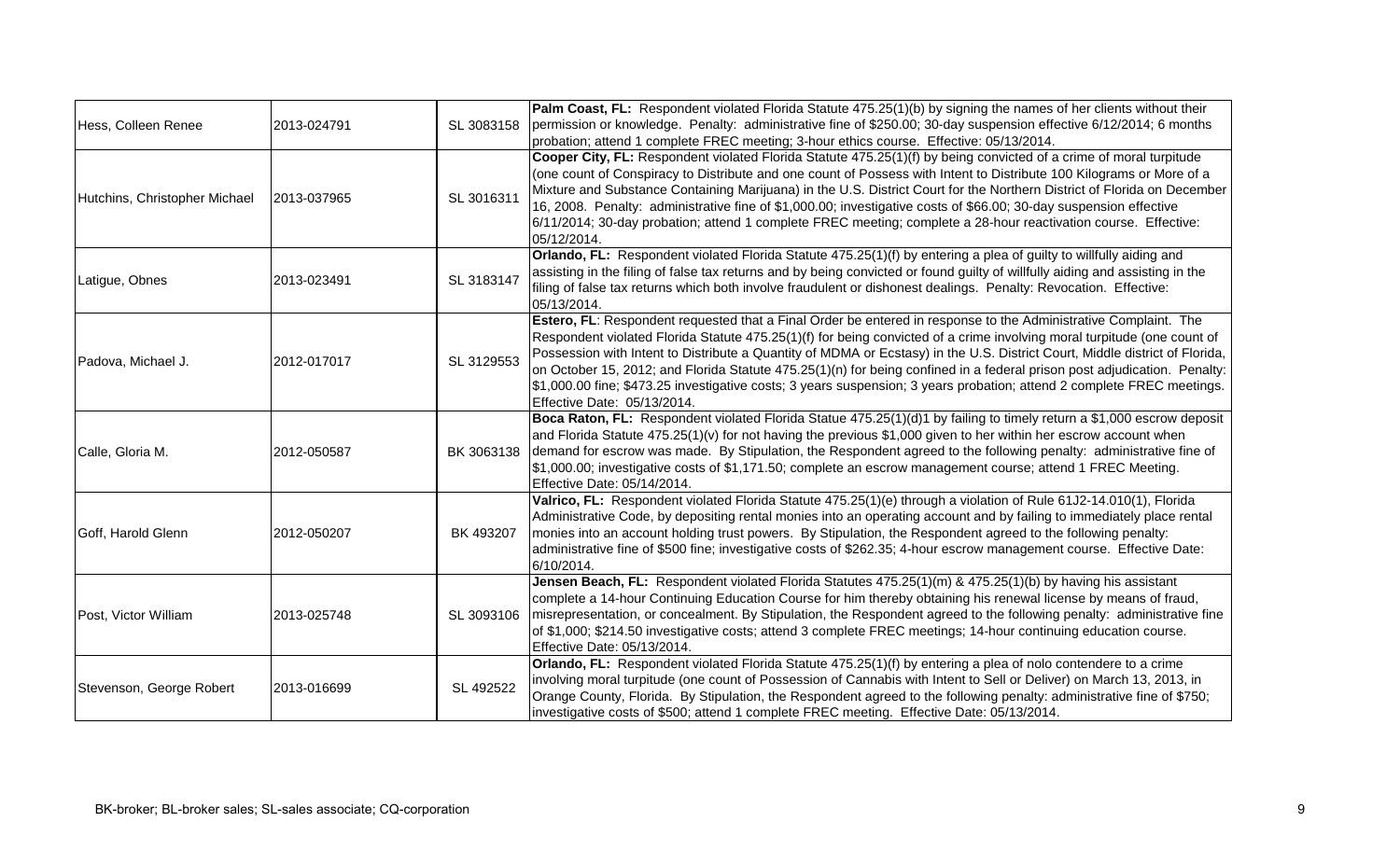| | | | |
|---|---|---|---|
| Hess, Colleen Renee | 2013-024791 | SL 3083158 | **Palm Coast, FL:** Respondent violated Florida Statute 475.25(1)(b) by signing the names of her clients without their permission or knowledge. Penalty: administrative fine of $250.00; 30-day suspension effective 6/12/2014; 6 months probation; attend 1 complete FREC meeting; 3-hour ethics course. Effective: 05/13/2014. |
| Hutchins, Christopher Michael | 2013-037965 | SL 3016311 | **Cooper City, FL:** Respondent violated Florida Statute 475.25(1)(f) by being convicted of a crime of moral turpitude (one count of Conspiracy to Distribute and one count of Possess with Intent to Distribute 100 Kilograms or More of a Mixture and Substance Containing Marijuana) in the U.S. District Court for the Northern District of Florida on December 16, 2008. Penalty: administrative fine of $1,000.00; investigative costs of $66.00; 30-day suspension effective 6/11/2014; 30-day probation; attend 1 complete FREC meeting; complete a 28-hour reactivation course. Effective: 05/12/2014. |
| Latigue, Obnes | 2013-023491 | SL 3183147 | **Orlando, FL:** Respondent violated Florida Statute 475.25(1)(f) by entering a plea of guilty to willfully aiding and assisting in the filing of false tax returns and by being convicted or found guilty of willfully aiding and assisting in the filing of false tax returns which both involve fraudulent or dishonest dealings. Penalty: Revocation. Effective: 05/13/2014. |
| Padova, Michael J. | 2012-017017 | SL 3129553 | **Estero, FL**: Respondent requested that a Final Order be entered in response to the Administrative Complaint. The Respondent violated Florida Statute 475.25(1)(f) for being convicted of a crime involving moral turpitude (one count of Possession with Intent to Distribute a Quantity of MDMA or Ecstasy) in the U.S. District Court, Middle district of Florida, on October 15, 2012; and Florida Statute 475.25(1)(n) for being confined in a federal prison post adjudication. Penalty: $1,000.00 fine; $473.25 investigative costs; 3 years suspension; 3 years probation; attend 2 complete FREC meetings. Effective Date: 05/13/2014. |
| Calle, Gloria M. | 2012-050587 | BK 3063138 | **Boca Raton, FL:** Respondent violated Florida Statue 475.25(1)(d)1 by failing to timely return a $1,000 escrow deposit and Florida Statute 475.25(1)(v) for not having the previous $1,000 given to her within her escrow account when demand for escrow was made. By Stipulation, the Respondent agreed to the following penalty: administrative fine of $1,000.00; investigative costs of $1,171.50; complete an escrow management course; attend 1 FREC Meeting. Effective Date: 05/14/2014. |
| Goff, Harold Glenn | 2012-050207 | BK 493207 | **Valrico, FL:** Respondent violated Florida Statute 475.25(1)(e) through a violation of Rule 61J2-14.010(1), Florida Administrative Code, by depositing rental monies into an operating account and by failing to immediately place rental monies into an account holding trust powers. By Stipulation, the Respondent agreed to the following penalty: administrative fine of $500 fine; investigative costs of $262.35; 4-hour escrow management course. Effective Date: 6/10/2014. |
| Post, Victor William | 2013-025748 | SL 3093106 | **Jensen Beach, FL:** Respondent violated Florida Statutes 475.25(1)(m) & 475.25(1)(b) by having his assistant complete a 14-hour Continuing Education Course for him thereby obtaining his renewal license by means of fraud, misrepresentation, or concealment. By Stipulation, the Respondent agreed to the following penalty: administrative fine of $1,000; $214.50 investigative costs; attend 3 complete FREC meetings; 14-hour continuing education course. Effective Date: 05/13/2014. |
| Stevenson, George Robert | 2013-016699 | SL 492522 | **Orlando, FL:** Respondent violated Florida Statute 475.25(1)(f) by entering a plea of nolo contendere to a crime involving moral turpitude (one count of Possession of Cannabis with Intent to Sell or Deliver) on March 13, 2013, in Orange County, Florida. By Stipulation, the Respondent agreed to the following penalty: administrative fine of $750; investigative costs of $500; attend 1 complete FREC meeting. Effective Date: 05/13/2014. |

BK-broker; BL-broker sales; SL-sales associate; CQ-corporation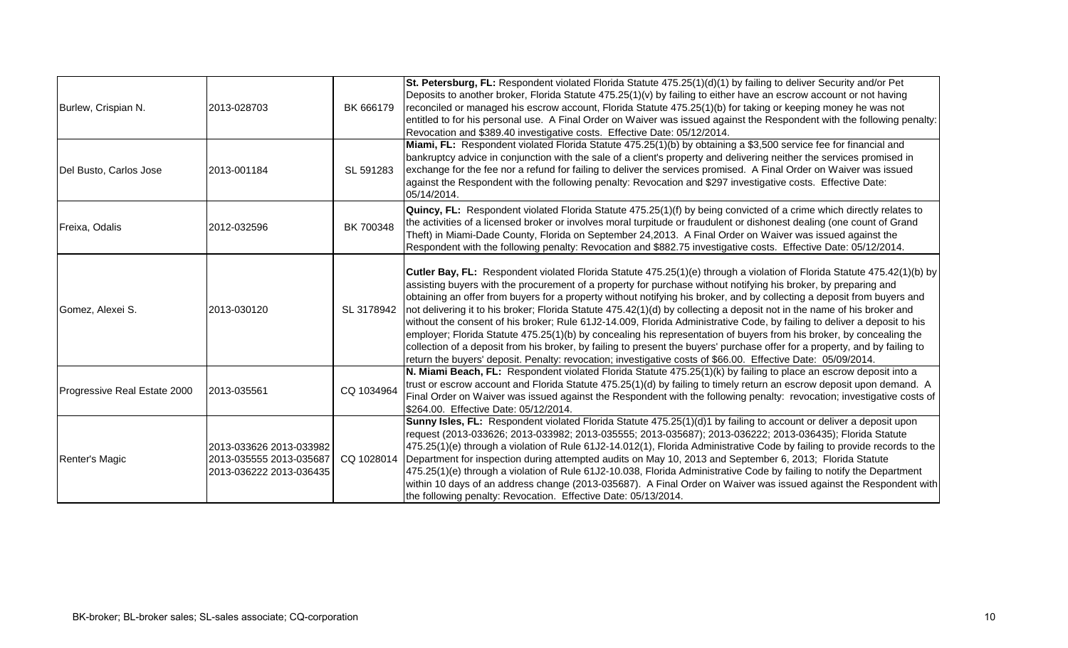| | | | |
|---|---|---|---|
| Burlew, Crispian N. | 2013-028703 | BK 666179 | **St. Petersburg, FL:** Respondent violated Florida Statute 475.25(1)(d)(1) by failing to deliver Security and/or Pet Deposits to another broker, Florida Statute 475.25(1)(v) by failing to either have an escrow account or not having reconciled or managed his escrow account, Florida Statute 475.25(1)(b) for taking or keeping money he was not entitled to for his personal use. A Final Order on Waiver was issued against the Respondent with the following penalty: Revocation and $389.40 investigative costs. Effective Date: 05/12/2014. |
| Del Busto, Carlos Jose | 2013-001184 | SL 591283 | **Miami, FL:** Respondent violated Florida Statute 475.25(1)(b) by obtaining a $3,500 service fee for financial and bankruptcy advice in conjunction with the sale of a client's property and delivering neither the services promised in exchange for the fee nor a refund for failing to deliver the services promised. A Final Order on Waiver was issued against the Respondent with the following penalty: Revocation and $297 investigative costs. Effective Date: 05/14/2014. |
| Freixa, Odalis | 2012-032596 | BK 700348 | **Quincy, FL:** Respondent violated Florida Statute 475.25(1)(f) by being convicted of a crime which directly relates to the activities of a licensed broker or involves moral turpitude or fraudulent or dishonest dealing (one count of Grand Theft) in Miami-Dade County, Florida on September 24,2013. A Final Order on Waiver was issued against the Respondent with the following penalty: Revocation and $882.75 investigative costs. Effective Date: 05/12/2014. |
| Gomez, Alexei S. | 2013-030120 | SL 3178942 | **Cutler Bay, FL:** Respondent violated Florida Statute 475.25(1)(e) through a violation of Florida Statute 475.42(1)(b) by assisting buyers with the procurement of a property for purchase without notifying his broker, by preparing and obtaining an offer from buyers for a property without notifying his broker, and by collecting a deposit from buyers and not delivering it to his broker; Florida Statute 475.42(1)(d) by collecting a deposit not in the name of his broker and without the consent of his broker; Rule 61J2-14.009, Florida Administrative Code, by failing to deliver a deposit to his employer; Florida Statute 475.25(1)(b) by concealing his representation of buyers from his broker, by concealing the collection of a deposit from his broker, by failing to present the buyers' purchase offer for a property, and by failing to return the buyers' deposit. Penalty: revocation; investigative costs of $66.00. Effective Date: 05/09/2014. |
| Progressive Real Estate 2000 | 2013-035561 | CQ 1034964 | **N. Miami Beach, FL:** Respondent violated Florida Statute 475.25(1)(k) by failing to place an escrow deposit into a trust or escrow account and Florida Statute 475.25(1)(d) by failing to timely return an escrow deposit upon demand. A Final Order on Waiver was issued against the Respondent with the following penalty: revocation; investigative costs of $264.00. Effective Date: 05/12/2014. |
| Renter's Magic | 2013-033626 2013-033982 2013-035555 2013-035687 2013-036222 2013-036435 | CQ 1028014 | **Sunny Isles, FL:** Respondent violated Florida Statute 475.25(1)(d)1 by failing to account or deliver a deposit upon request (2013-033626; 2013-033982; 2013-035555; 2013-035687); 2013-036222; 2013-036435); Florida Statute 475.25(1)(e) through a violation of Rule 61J2-14.012(1), Florida Administrative Code by failing to provide records to the Department for inspection during attempted audits on May 10, 2013 and September 6, 2013; Florida Statute 475.25(1)(e) through a violation of Rule 61J2-10.038, Florida Administrative Code by failing to notify the Department within 10 days of an address change (2013-035687). A Final Order on Waiver was issued against the Respondent with the following penalty: Revocation. Effective Date: 05/13/2014. |

BK-broker; BL-broker sales; SL-sales associate; CQ-corporation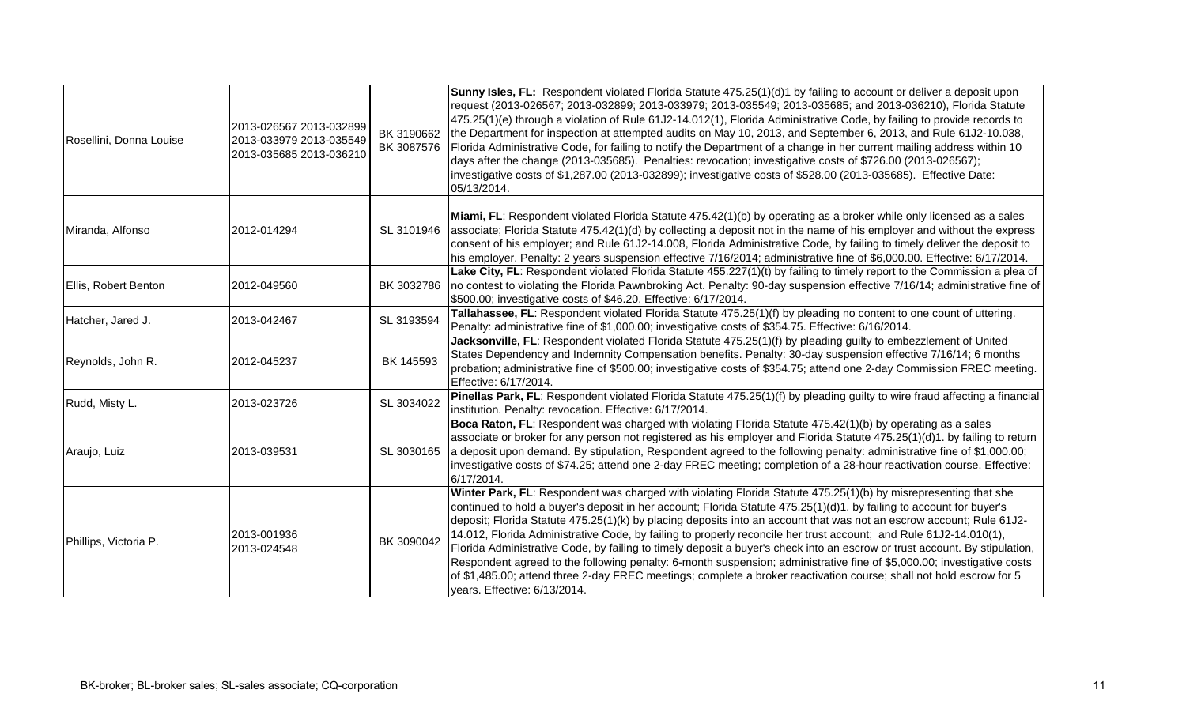| | | | |
|---|---|---|---|
| Rosellini, Donna Louise | 2013-026567 2013-032899 2013-033979 2013-035549 2013-035685 2013-036210 | BK 3190662 BK 3087576 | **Sunny Isles, FL:** Respondent violated Florida Statute 475.25(1)(d)1 by failing to account or deliver a deposit upon request (2013-026567; 2013-032899; 2013-033979; 2013-035549; 2013-035685; and 2013-036210), Florida Statute 475.25(1)(e) through a violation of Rule 61J2-14.012(1), Florida Administrative Code, by failing to provide records to the Department for inspection at attempted audits on May 10, 2013, and September 6, 2013, and Rule 61J2-10.038, Florida Administrative Code, for failing to notify the Department of a change in her current mailing address within 10 days after the change (2013-035685). Penalties: revocation; investigative costs of $726.00 (2013-026567); investigative costs of $1,287.00 (2013-032899); investigative costs of $528.00 (2013-035685). Effective Date: 05/13/2014. |
| Miranda, Alfonso | 2012-014294 | SL 3101946 | **Miami, FL**: Respondent violated Florida Statute 475.42(1)(b) by operating as a broker while only licensed as a sales associate; Florida Statute 475.42(1)(d) by collecting a deposit not in the name of his employer and without the express consent of his employer; and Rule 61J2-14.008, Florida Administrative Code, by failing to timely deliver the deposit to his employer. Penalty: 2 years suspension effective 7/16/2014; administrative fine of $6,000.00. Effective: 6/17/2014. |
| Ellis, Robert Benton | 2012-049560 | BK 3032786 | **Lake City, FL**: Respondent violated Florida Statute 455.227(1)(t) by failing to timely report to the Commission a plea of no contest to violating the Florida Pawnbroking Act. Penalty: 90-day suspension effective 7/16/14; administrative fine of $500.00; investigative costs of $46.20. Effective: 6/17/2014. |
| Hatcher, Jared J. | 2013-042467 | SL 3193594 | **Tallahassee, FL**: Respondent violated Florida Statute 475.25(1)(f) by pleading no content to one count of uttering. Penalty: administrative fine of $1,000.00; investigative costs of $354.75. Effective: 6/16/2014. |
| Reynolds, John R. | 2012-045237 | BK 145593 | **Jacksonville, FL**: Respondent violated Florida Statute 475.25(1)(f) by pleading guilty to embezzlement of United States Dependency and Indemnity Compensation benefits. Penalty: 30-day suspension effective 7/16/14; 6 months probation; administrative fine of $500.00; investigative costs of $354.75; attend one 2-day Commission FREC meeting. Effective: 6/17/2014. |
| Rudd, Misty L. | 2013-023726 | SL 3034022 | **Pinellas Park, FL**: Respondent violated Florida Statute 475.25(1)(f) by pleading guilty to wire fraud affecting a financial institution. Penalty: revocation. Effective: 6/17/2014. |
| Araujo, Luiz | 2013-039531 | SL 3030165 | **Boca Raton, FL**: Respondent was charged with violating Florida Statute 475.42(1)(b) by operating as a sales associate or broker for any person not registered as his employer and Florida Statute 475.25(1)(d)1. by failing to return a deposit upon demand. By stipulation, Respondent agreed to the following penalty: administrative fine of $1,000.00; investigative costs of $74.25; attend one 2-day FREC meeting; completion of a 28-hour reactivation course. Effective: 6/17/2014. |
| Phillips, Victoria P. | 2013-001936 2013-024548 | BK 3090042 | **Winter Park, FL**: Respondent was charged with violating Florida Statute 475.25(1)(b) by misrepresenting that she continued to hold a buyer's deposit in her account; Florida Statute 475.25(1)(d)1. by failing to account for buyer's deposit; Florida Statute 475.25(1)(k) by placing deposits into an account that was not an escrow account; Rule 61J2-14.012, Florida Administrative Code, by failing to properly reconcile her trust account; and Rule 61J2-14.010(1), Florida Administrative Code, by failing to timely deposit a buyer's check into an escrow or trust account. By stipulation, Respondent agreed to the following penalty: 6-month suspension; administrative fine of $5,000.00; investigative costs of $1,485.00; attend three 2-day FREC meetings; complete a broker reactivation course; shall not hold escrow for 5 years. Effective: 6/13/2014. |

BK-broker; BL-broker sales; SL-sales associate; CQ-corporation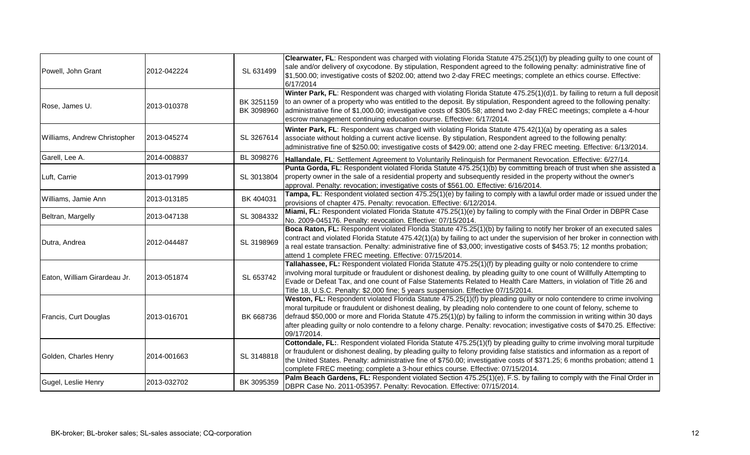| | | | |
|---|---|---|---|
| Powell, John Grant | 2012-042224 | SL 631499 | **Clearwater, FL**: Respondent was charged with violating Florida Statute 475.25(1)(f) by pleading guilty to one count of sale and/or delivery of oxycodone. By stipulation, Respondent agreed to the following penalty: administrative fine of $1,500.00; investigative costs of $202.00; attend two 2-day FREC meetings; complete an ethics course. Effective: 6/17/2014 |
| Rose, James U. | 2013-010378 | BK 3251159 BK 3098960 | **Winter Park, FL**: Respondent was charged with violating Florida Statute 475.25(1)(d)1. by failing to return a full deposit to an owner of a property who was entitled to the deposit. By stipulation, Respondent agreed to the following penalty: administrative fine of $1,000.00; investigative costs of $305.58; attend two 2-day FREC meetings; complete a 4-hour escrow management continuing education course. Effective: 6/17/2014. |
| Williams, Andrew Christopher | 2013-045274 | SL 3267614 | **Winter Park, FL**: Respondent was charged with violating Florida Statute 475.42(1)(a) by operating as a sales associate without holding a current active license. By stipulation, Respondent agreed to the following penalty: administrative fine of $250.00; investigative costs of $429.00; attend one 2-day FREC meeting. Effective: 6/13/2014. |
| Garell, Lee A. | 2014-008837 | BL 3098276 | **Hallandale, FL**: Settlement Agreement to Voluntarily Relinquish for Permanent Revocation. Effective: 6/27/14. |
| Luft, Carrie | 2013-017999 | SL 3013804 | **Punta Gorda, FL**: Respondent violated Florida Statute 475.25(1)(b) by committing breach of trust when she assisted a property owner in the sale of a residential property and subsequently resided in the property without the owner's approval. Penalty: revocation; investigative costs of $561.00. Effective: 6/16/2014. |
| Williams, Jamie Ann | 2013-013185 | BK 404031 | **Tampa, FL**: Respondent violated section 475.25(1)(e) by failing to comply with a lawful order made or issued under the provisions of chapter 475. Penalty: revocation. Effective: 6/12/2014. |
| Beltran, Margelly | 2013-047138 | SL 3084332 | **Miami, FL:** Respondent violated Florida Statute 475.25(1)(e) by failing to comply with the Final Order in DBPR Case No. 2009-045176. Penalty: revocation. Effective: 07/15/2014. |
| Dutra, Andrea | 2012-044487 | SL 3198969 | **Boca Raton, FL:** Respondent violated Florida Statute 475.25(1)(b) by failing to notify her broker of an executed sales contract and violated Florida Statute 475.42(1)(a) by failing to act under the supervision of her broker in connection with a real estate transaction. Penalty: administrative fine of $3,000; investigative costs of $453.75; 12 months probation; attend 1 complete FREC meeting. Effective: 07/15/2014. |
| Eaton, William Girardeau Jr. | 2013-051874 | SL 653742 | **Tallahassee, FL:** Respondent violated Florida Statute 475.25(1)(f) by pleading guilty or nolo contendere to crime involving moral turpitude or fraudulent or dishonest dealing, by pleading guilty to one count of Willfully Attempting to Evade or Defeat Tax, and one count of False Statements Related to Health Care Matters, in violation of Title 26 and Title 18, U.S.C. Penalty: $2,000 fine; 5 years suspension. Effective 07/15/2014. |
| Francis, Curt Douglas | 2013-016701 | BK 668736 | **Weston, FL:** Respondent violated Florida Statute 475.25(1)(f) by pleading guilty or nolo contendere to crime involving moral turpitude or fraudulent or dishonest dealing, by pleading nolo contendere to one count of felony, scheme to defraud $50,000 or more and Florida Statute 475.25(1)(p) by failing to inform the commission in writing within 30 days after pleading guilty or nolo contendre to a felony charge. Penalty: revocation; investigative costs of $470.25. Effective: 09/17/2014. |
| Golden, Charles Henry | 2014-001663 | SL 3148818 | **Cottondale, FL:**. Respondent violated Florida Statute 475.25(1)(f) by pleading guilty to crime involving moral turpitude or fraudulent or dishonest dealing, by pleading guilty to felony providing false statistics and information as a report of the United States. Penalty: administrative fine of $750.00; investigative costs of $371.25; 6 months probation; attend 1 complete FREC meeting; complete a 3-hour ethics course. Effective: 07/15/2014. |
| Gugel, Leslie Henry | 2013-032702 | BK 3095359 | **Palm Beach Gardens, FL:** Respondent violated Section 475.25(1)(e), F.S. by failing to comply with the Final Order in DBPR Case No. 2011-053957. Penalty: Revocation. Effective: 07/15/2014. |

BK-broker; BL-broker sales; SL-sales associate; CQ-corporation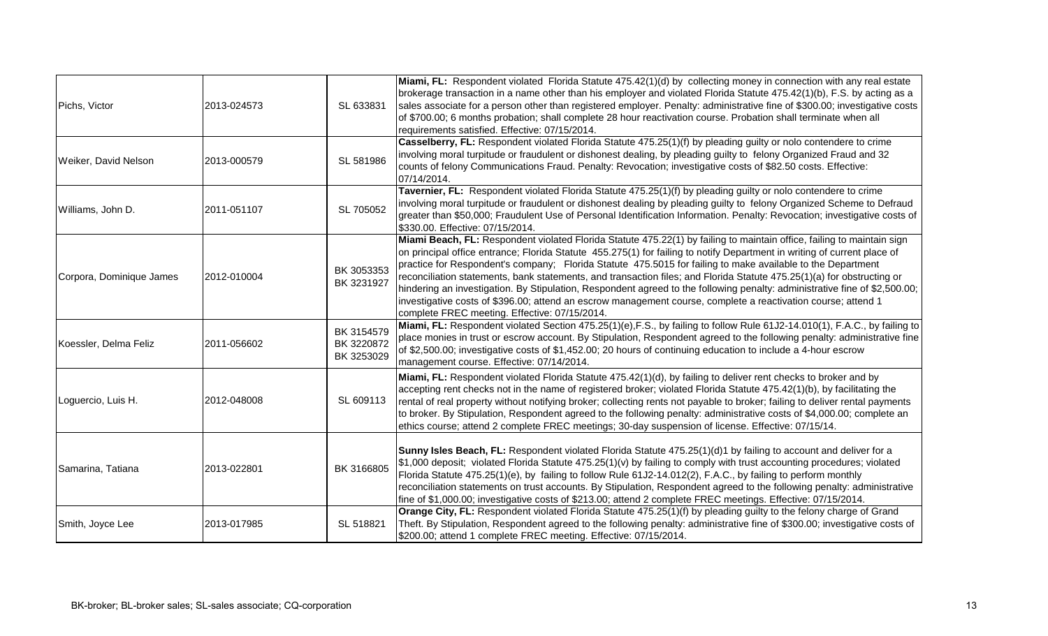| | | | |
|---|---|---|---|
| Pichs, Victor | 2013-024573 | SL 633831 | **Miami, FL:** Respondent violated Florida Statute 475.42(1)(d) by collecting money in connection with any real estate brokerage transaction in a name other than his employer and violated Florida Statute 475.42(1)(b), F.S. by acting as a sales associate for a person other than registered employer. Penalty: administrative fine of $300.00; investigative costs of $700.00; 6 months probation; shall complete 28 hour reactivation course. Probation shall terminate when all requirements satisfied. Effective: 07/15/2014. |
| Weiker, David Nelson | 2013-000579 | SL 581986 | **Casselberry, FL:** Respondent violated Florida Statute 475.25(1)(f) by pleading guilty or nolo contendere to crime involving moral turpitude or fraudulent or dishonest dealing, by pleading guilty to felony Organized Fraud and 32 counts of felony Communications Fraud. Penalty: Revocation; investigative costs of $82.50 costs. Effective: 07/14/2014. |
| Williams, John D. | 2011-051107 | SL 705052 | **Tavernier, FL:** Respondent violated Florida Statute 475.25(1)(f) by pleading guilty or nolo contendere to crime involving moral turpitude or fraudulent or dishonest dealing by pleading guilty to felony Organized Scheme to Defraud greater than $50,000; Fraudulent Use of Personal Identification Information. Penalty: Revocation; investigative costs of $330.00. Effective: 07/15/2014. |
| Corpora, Dominique James | 2012-010004 | BK 3053353<br>BK 3231927 | **Miami Beach, FL:** Respondent violated Florida Statute 475.22(1) by failing to maintain office, failing to maintain sign on principal office entrance; Florida Statute 455.275(1) for failing to notify Department in writing of current place of practice for Respondent's company; Florida Statute 475.5015 for failing to make available to the Department reconciliation statements, bank statements, and transaction files; and Florida Statute 475.25(1)(a) for obstructing or hindering an investigation. By Stipulation, Respondent agreed to the following penalty: administrative fine of $2,500.00; investigative costs of $396.00; attend an escrow management course, complete a reactivation course; attend 1 complete FREC meeting. Effective: 07/15/2014. |
| Koessler, Delma Feliz | 2011-056602 | BK 3154579<br>BK 3220872<br>BK 3253029 | **Miami, FL:** Respondent violated Section 475.25(1)(e),F.S., by failing to follow Rule 61J2-14.010(1), F.A.C., by failing to place monies in trust or escrow account. By Stipulation, Respondent agreed to the following penalty: administrative fine of $2,500.00; investigative costs of $1,452.00; 20 hours of continuing education to include a 4-hour escrow management course. Effective: 07/14/2014. |
| Loguercio, Luis H. | 2012-048008 | SL 609113 | **Miami, FL:** Respondent violated Florida Statute 475.42(1)(d), by failing to deliver rent checks to broker and by accepting rent checks not in the name of registered broker; violated Florida Statute 475.42(1)(b), by facilitating the rental of real property without notifying broker; collecting rents not payable to broker; failing to deliver rental payments to broker. By Stipulation, Respondent agreed to the following penalty: administrative costs of $4,000.00; complete an ethics course; attend 2 complete FREC meetings; 30-day suspension of license. Effective: 07/15/14. |
| Samarina, Tatiana | 2013-022801 | BK 3166805 | **Sunny Isles Beach, FL:** Respondent violated Florida Statute 475.25(1)(d)1 by failing to account and deliver for a $1,000 deposit; violated Florida Statute 475.25(1)(v) by failing to comply with trust accounting procedures; violated Florida Statute 475.25(1)(e), by failing to follow Rule 61J2-14.012(2), F.A.C., by failing to perform monthly reconciliation statements on trust accounts. By Stipulation, Respondent agreed to the following penalty: administrative fine of $1,000.00; investigative costs of $213.00; attend 2 complete FREC meetings. Effective: 07/15/2014. |
| Smith, Joyce Lee | 2013-017985 | SL 518821 | **Orange City, FL:** Respondent violated Florida Statute 475.25(1)(f) by pleading guilty to the felony charge of Grand Theft. By Stipulation, Respondent agreed to the following penalty: administrative fine of $300.00; investigative costs of $200.00; attend 1 complete FREC meeting. Effective: 07/15/2014. |

BK-broker; BL-broker sales; SL-sales associate; CQ-corporation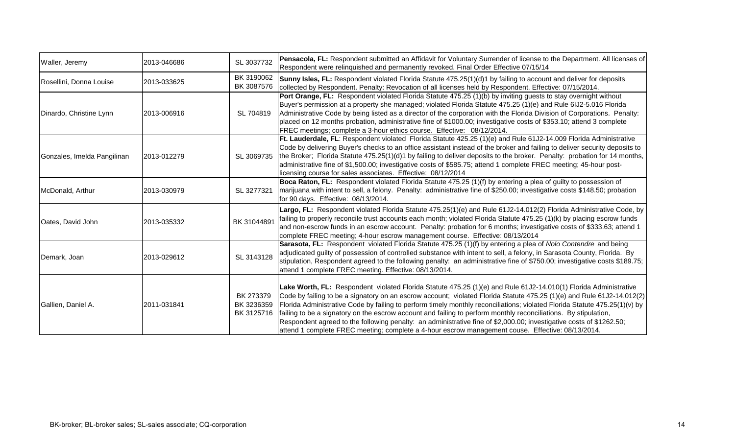| | | | |
|---|---|---|---|
| Waller, Jeremy | 2013-046686 | SL 3037732 | **Pensacola, FL:** Respondent submitted an Affidavit for Voluntary Surrender of license to the Department. All licenses of Respondent were relinquished and permanently revoked. Final Order Effective 07/15/14 |
| Rosellini, Donna Louise | 2013-033625 | BK 3190062 BK 3087576 | **Sunny Isles, FL:** Respondent violated Florida Statute 475.25(1)(d)1 by failing to account and deliver for deposits collected by Respondent. Penalty: Revocation of all licenses held by Respondent. Effective: 07/15/2014. |
| Dinardo, Christine Lynn | 2013-006916 | SL 704819 | **Port Orange, FL:** Respondent violated Florida Statute 475.25 (1)(b) by inviting guests to stay overnight without Buyer's permission at a property she managed; violated Florida Statute 475.25 (1)(e) and Rule 6IJ2-5.016 Florida Administrative Code by being listed as a director of the corporation with the Florida Division of Corporations. Penalty: placed on 12 months probation, administrative fine of $1000.00; investigative costs of $353.10; attend 3 complete FREC meetings; complete a 3-hour ethics course. Effective: 08/12/2014. |
| Gonzales, Imelda Pangilinan | 2013-012279 | SL 3069735 | **Ft. Lauderdale, FL**: Respondent violated Florida Statute 425.25 (1)(e) and Rule 61J2-14.009 Florida Administrative Code by delivering Buyer's checks to an office assistant instead of the broker and failing to deliver security deposits to the Broker; Florida Statute 475.25(1)(d)1 by failing to deliver deposits to the broker. Penalty: probation for 14 months, administrative fine of $1,500.00; investigative costs of $585.75; attend 1 complete FREC meeting; 45-hour post-licensing course for sales associates. Effective: 08/12/2014 |
| McDonald, Arthur | 2013-030979 | SL 3277321 | **Boca Raton, FL:** Respondent violated Florida Statute 475.25 (1)(f) by entering a plea of guilty to possession of marijuana with intent to sell, a felony. Penalty: administrative fine of $250.00; investigative costs $148.50; probation for 90 days. Effective: 08/13/2014. |
| Oates, David John | 2013-035332 | BK 31044891 | **Largo, FL:** Respondent violated Florida Statute 475.25(1)(e) and Rule 61J2-14.012(2) Florida Administrative Code, by failing to properly reconcile trust accounts each month; violated Florida Statute 475.25 (1)(k) by placing escrow funds and non-escrow funds in an escrow account. Penalty: probation for 6 months; investigative costs of $333.63; attend 1 complete FREC meeting; 4-hour escrow management course. Effective: 08/13/2014 |
| Demark, Joan | 2013-029612 | SL 3143128 | **Sarasota, FL:** Respondent violated Florida Statute 475.25 (1)(f) by entering a plea of *Nolo Contendre* and being adjudicated guilty of possession of controlled substance with intent to sell, a felony, in Sarasota County, Florida. By stipulation, Respondent agreed to the following penalty: an administrative fine of $750.00; investigative costs $189.75; attend 1 complete FREC meeting. Effective: 08/13/2014. |
| Gallien, Daniel A. | 2011-031841 | BK 273379 BK 3236359 BK 3125716 | **Lake Worth, FL:** Respondent violated Florida Statute 475.25 (1)(e) and Rule 61J2-14.010(1) Florida Administrative Code by failing to be a signatory on an escrow account; violated Florida Statute 475.25 (1)(e) and Rule 61J2-14.012(2) Florida Administrative Code by failing to perform timely monthly reconciliations; violated Florida Statute 475.25(1)(v) by failing to be a signatory on the escrow account and failing to perform monthly reconciliations. By stipulation, Respondent agreed to the following penalty: an administrative fine of $2,000.00; investigative costs of $1262.50; attend 1 complete FREC meeting; complete a 4-hour escrow management couse. Effective: 08/13/2014. |

BK-broker; BL-broker sales; SL-sales associate; CQ-corporation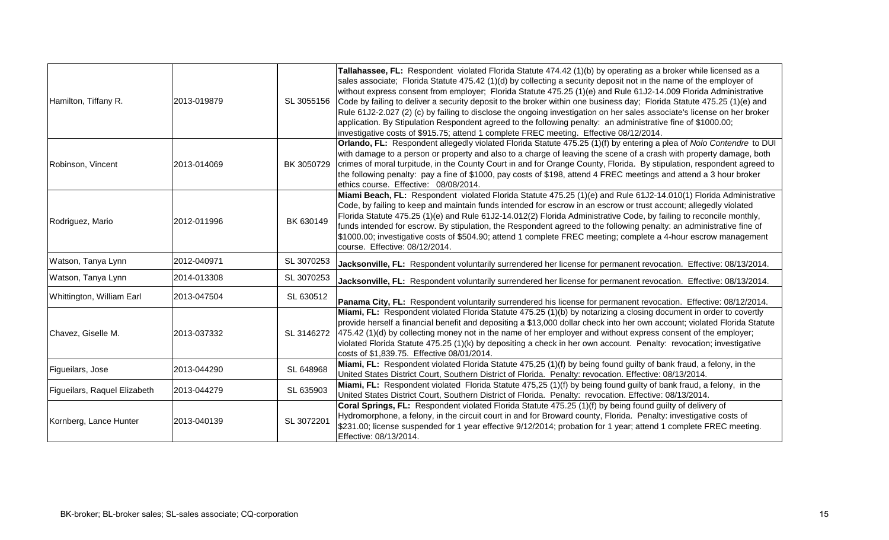| | | | |
|---|---|---|---|
| Hamilton, Tiffany R. | 2013-019879 | SL 3055156 | **Tallahassee, FL:** Respondent violated Florida Statute 474.42 (1)(b) by operating as a broker while licensed as a sales associate; Florida Statute 475.42 (1)(d) by collecting a security deposit not in the name of the employer of without express consent from employer; Florida Statute 475.25 (1)(e) and Rule 61J2-14.009 Florida Administrative Code by failing to deliver a security deposit to the broker within one business day; Florida Statute 475.25 (1)(e) and Rule 61J2-2.027 (2) (c) by failing to disclose the ongoing investigation on her sales associate's license on her broker application. By Stipulation Respondent agreed to the following penalty: an administrative fine of $1000.00; investigative costs of $915.75; attend 1 complete FREC meeting. Effective 08/12/2014. |
| Robinson, Vincent | 2013-014069 | BK 3050729 | **Orlando, FL:** Respondent allegedly violated Florida Statute 475.25 (1)(f) by entering a plea of *Nolo Contendre* to DUI with damage to a person or property and also to a charge of leaving the scene of a crash with property damage, both crimes of moral turpitude, in the County Court in and for Orange County, Florida. By stipulation, respondent agreed to the following penalty: pay a fine of $1000, pay costs of $198, attend 4 FREC meetings and attend a 3 hour broker ethics course. Effective: 08/08/2014. |
| Rodriguez, Mario | 2012-011996 | BK 630149 | **Miami Beach, FL:** Respondent violated Florida Statute 475.25 (1)(e) and Rule 61J2-14.010(1) Florida Administrative Code, by failing to keep and maintain funds intended for escrow in an escrow or trust account; allegedly violated Florida Statute 475.25 (1)(e) and Rule 61J2-14.012(2) Florida Administrative Code, by failing to reconcile monthly, funds intended for escrow. By stipulation, the Respondent agreed to the following penalty: an administrative fine of $1000.00; investigative costs of $504.90; attend 1 complete FREC meeting; complete a 4-hour escrow management course. Effective: 08/12/2014. |
| Watson, Tanya Lynn | 2012-040971 | SL 3070253 | **Jacksonville, FL:** Respondent voluntarily surrendered her license for permanent revocation. Effective: 08/13/2014. |
| Watson, Tanya Lynn | 2014-013308 | SL 3070253 | **Jacksonville, FL:** Respondent voluntarily surrendered her license for permanent revocation. Effective: 08/13/2014. |
| Whittington, William Earl | 2013-047504 | SL 630512 | **Panama City, FL:** Respondent voluntarily surrendered his license for permanent revocation. Effective: 08/12/2014. |
| Chavez, Giselle M. | 2013-037332 | SL 3146272 | **Miami, FL:** Respondent violated Florida Statute 475.25 (1)(b) by notarizing a closing document in order to covertly provide herself a financial benefit and depositing a $13,000 dollar check into her own account; violated Florida Statute 475.42 (1)(d) by collecting money not in the name of her employer and without express consent of the employer; violated Florida Statute 475.25 (1)(k) by depositing a check in her own account. Penalty: revocation; investigative costs of $1,839.75. Effective 08/01/2014. |
| Figueilars, Jose | 2013-044290 | SL 648968 | **Miami, FL:** Respondent violated Florida Statute 475,25 (1)(f) by being found guilty of bank fraud, a felony, in the United States District Court, Southern District of Florida. Penalty: revocation. Effective: 08/13/2014. |
| Figueilars, Raquel Elizabeth | 2013-044279 | SL 635903 | **Miami, FL:** Respondent violated Florida Statute 475,25 (1)(f) by being found guilty of bank fraud, a felony, in the United States District Court, Southern District of Florida. Penalty: revocation. Effective: 08/13/2014. |
| Kornberg, Lance Hunter | 2013-040139 | SL 3072201 | **Coral Springs, FL:** Respondent violated Florida Statute 475.25 (1)(f) by being found guilty of delivery of Hydromorphone, a felony, in the circuit court in and for Broward county, Florida. Penalty: investigative costs of $231.00; license suspended for 1 year effective 9/12/2014; probation for 1 year; attend 1 complete FREC meeting. Effective: 08/13/2014. |

BK-broker; BL-broker sales; SL-sales associate; CQ-corporation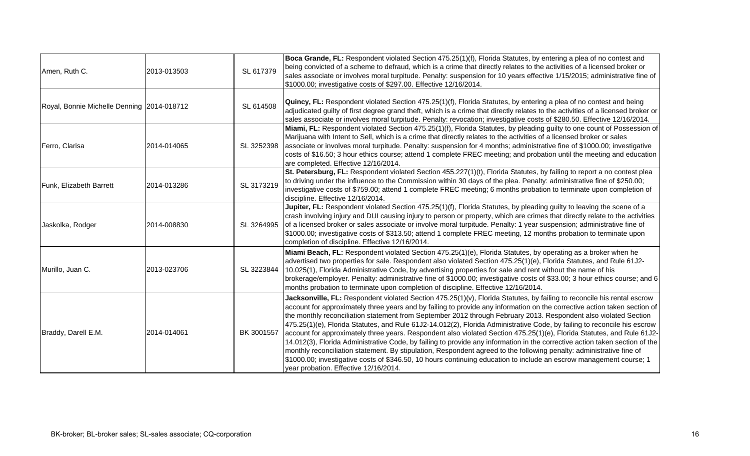| | | | |
|---|---|---|---|
| Amen, Ruth C. | 2013-013503 | SL 617379 | **Boca Grande, FL:** Respondent violated Section 475.25(1)(f), Florida Statutes, by entering a plea of no contest and being convicted of a scheme to defraud, which is a crime that directly relates to the activities of a licensed broker or sales associate or involves moral turpitude. Penalty: suspension for 10 years effective 1/15/2015; administrative fine of \$1000.00; investigative costs of \$297.00. Effective 12/16/2014. |
| Royal, Bonnie Michelle Denning | 2014-018712 | SL 614508 | **Quincy, FL:** Respondent violated Section 475.25(1)(f), Florida Statutes, by entering a plea of no contest and being adjudicated guilty of first degree grand theft, which is a crime that directly relates to the activities of a licensed broker or sales associate or involves moral turpitude. Penalty: revocation; investigative costs of \$280.50. Effective 12/16/2014. |
| Ferro, Clarisa | 2014-014065 | SL 3252398 | **Miami, FL:** Respondent violated Section 475.25(1)(f), Florida Statutes, by pleading guilty to one count of Possession of Marijuana with Intent to Sell, which is a crime that directly relates to the activities of a licensed broker or sales associate or involves moral turpitude. Penalty: suspension for 4 months; administrative fine of \$1000.00; investigative costs of \$16.50; 3 hour ethics course; attend 1 complete FREC meeting; and probation until the meeting and education are completed. Effective 12/16/2014. |
| Funk, Elizabeth Barrett | 2014-013286 | SL 3173219 | **St. Petersburg, FL:** Respondent violated Section 455.227(1)(t), Florida Statutes, by failing to report a no contest plea to driving under the influence to the Commission within 30 days of the plea. Penalty: administrative fine of \$250.00; investigative costs of \$759.00; attend 1 complete FREC meeting; 6 months probation to terminate upon completion of discipline. Effective 12/16/2014. |
| Jaskolka, Rodger | 2014-008830 | SL 3264995 | **Jupiter, FL:** Respondent violated Section 475.25(1)(f), Florida Statutes, by pleading guilty to leaving the scene of a crash involving injury and DUI causing injury to person or property, which are crimes that directly relate to the activities of a licensed broker or sales associate or involve moral turpitude. Penalty: 1 year suspension; administrative fine of \$1000.00; investigative costs of \$313.50; attend 1 complete FREC meeting, 12 months probation to terminate upon completion of discipline. Effective 12/16/2014. |
| Murillo, Juan C. | 2013-023706 | SL 3223844 | **Miami Beach, FL:** Respondent violated Section 475.25(1)(e), Florida Statutes, by operating as a broker when he advertised two properties for sale. Respondent also violated Section 475.25(1)(e), Florida Statutes, and Rule 61J2-10.025(1), Florida Administrative Code, by advertising properties for sale and rent without the name of his brokerage/employer. Penalty: administrative fine of \$1000.00; investigative costs of \$33.00; 3 hour ethics course; and 6 months probation to terminate upon completion of discipline. Effective 12/16/2014. |
| Braddy, Darell E.M. | 2014-014061 | BK 3001557 | **Jacksonville, FL:** Respondent violated Section 475.25(1)(v), Florida Statutes, by failing to reconcile his rental escrow account for approximately three years and by failing to provide any information on the corrective action taken section of the monthly reconciliation statement from September 2012 through February 2013. Respondent also violated Section 475.25(1)(e), Florida Statutes, and Rule 61J2-14.012(2), Florida Administrative Code, by failing to reconcile his escrow account for approximately three years. Respondent also violated Section 475.25(1)(e), Florida Statutes, and Rule 61J2-14.012(3), Florida Administrative Code, by failing to provide any information in the corrective action taken section of the monthly reconciliation statement. By stipulation, Respondent agreed to the following penalty: administrative fine of \$1000.00; investigative costs of \$346.50, 10 hours continuing education to include an escrow management course; 1 year probation. Effective 12/16/2014. |

BK-broker; BL-broker sales; SL-sales associate; CQ-corporation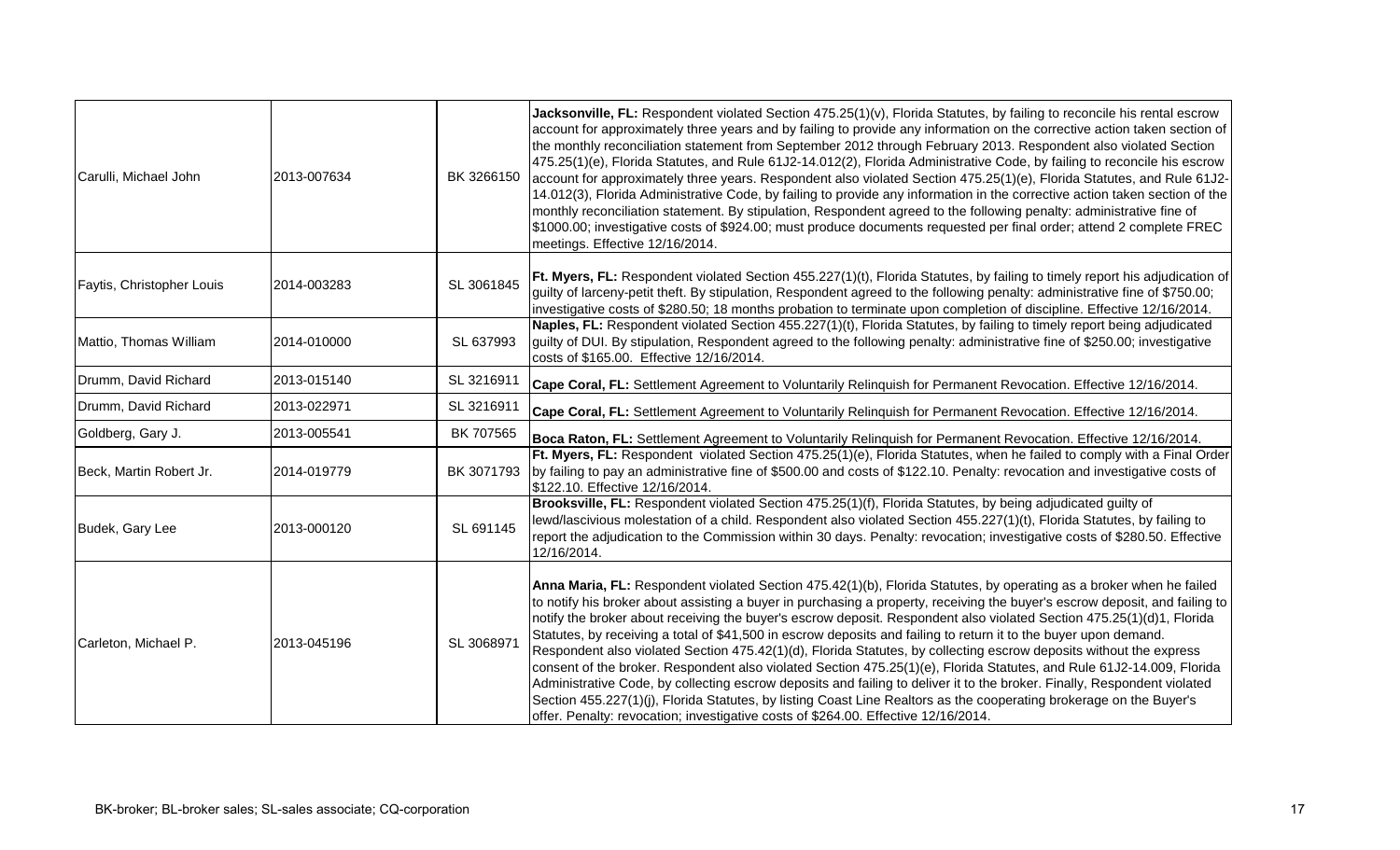| | | | |
|---|---|---|---|
| Carulli, Michael John | 2013-007634 | BK 3266150 | **Jacksonville, FL:** Respondent violated Section 475.25(1)(v), Florida Statutes, by failing to reconcile his rental escrow account for approximately three years and by failing to provide any information on the corrective action taken section of the monthly reconciliation statement from September 2012 through February 2013. Respondent also violated Section 475.25(1)(e), Florida Statutes, and Rule 61J2-14.012(2), Florida Administrative Code, by failing to reconcile his escrow account for approximately three years. Respondent also violated Section 475.25(1)(e), Florida Statutes, and Rule 61J2-14.012(3), Florida Administrative Code, by failing to provide any information in the corrective action taken section of the monthly reconciliation statement. By stipulation, Respondent agreed to the following penalty: administrative fine of $1000.00; investigative costs of $924.00; must produce documents requested per final order; attend 2 complete FREC meetings. Effective 12/16/2014. |
| Faytis, Christopher Louis | 2014-003283 | SL 3061845 | **Ft. Myers, FL:** Respondent violated Section 455.227(1)(t), Florida Statutes, by failing to timely report his adjudication of guilty of larceny-petit theft. By stipulation, Respondent agreed to the following penalty: administrative fine of $750.00; investigative costs of $280.50; 18 months probation to terminate upon completion of discipline. Effective 12/16/2014. |
| Mattio, Thomas William | 2014-010000 | SL 637993 | **Naples, FL:** Respondent violated Section 455.227(1)(t), Florida Statutes, by failing to timely report being adjudicated guilty of DUI. By stipulation, Respondent agreed to the following penalty: administrative fine of $250.00; investigative costs of $165.00. Effective 12/16/2014. |
| Drumm, David Richard | 2013-015140 | SL 3216911 | **Cape Coral, FL:** Settlement Agreement to Voluntarily Relinquish for Permanent Revocation. Effective 12/16/2014. |
| Drumm, David Richard | 2013-022971 | SL 3216911 | **Cape Coral, FL:** Settlement Agreement to Voluntarily Relinquish for Permanent Revocation. Effective 12/16/2014. |
| Goldberg, Gary J. | 2013-005541 | BK 707565 | **Boca Raton, FL:** Settlement Agreement to Voluntarily Relinquish for Permanent Revocation. Effective 12/16/2014. |
| Beck, Martin Robert Jr. | 2014-019779 | BK 3071793 | **Ft. Myers, FL:** Respondent violated Section 475.25(1)(e), Florida Statutes, when he failed to comply with a Final Order by failing to pay an administrative fine of $500.00 and costs of $122.10. Penalty: revocation and investigative costs of $122.10. Effective 12/16/2014. |
| Budek, Gary Lee | 2013-000120 | SL 691145 | **Brooksville, FL:** Respondent violated Section 475.25(1)(f), Florida Statutes, by being adjudicated guilty of lewd/lascivious molestation of a child. Respondent also violated Section 455.227(1)(t), Florida Statutes, by failing to report the adjudication to the Commission within 30 days. Penalty: revocation; investigative costs of $280.50. Effective 12/16/2014. |
| Carleton, Michael P. | 2013-045196 | SL 3068971 | **Anna Maria, FL:** Respondent violated Section 475.42(1)(b), Florida Statutes, by operating as a broker when he failed to notify his broker about assisting a buyer in purchasing a property, receiving the buyer's escrow deposit, and failing to notify the broker about receiving the buyer's escrow deposit. Respondent also violated Section 475.25(1)(d)1, Florida Statutes, by receiving a total of $41,500 in escrow deposits and failing to return it to the buyer upon demand. Respondent also violated Section 475.42(1)(d), Florida Statutes, by collecting escrow deposits without the express consent of the broker. Respondent also violated Section 475.25(1)(e), Florida Statutes, and Rule 61J2-14.009, Florida Administrative Code, by collecting escrow deposits and failing to deliver it to the broker. Finally, Respondent violated Section 455.227(1)(j), Florida Statutes, by listing Coast Line Realtors as the cooperating brokerage on the Buyer's offer. Penalty: revocation; investigative costs of $264.00. Effective 12/16/2014. |

BK-broker; BL-broker sales; SL-sales associate; CQ-corporation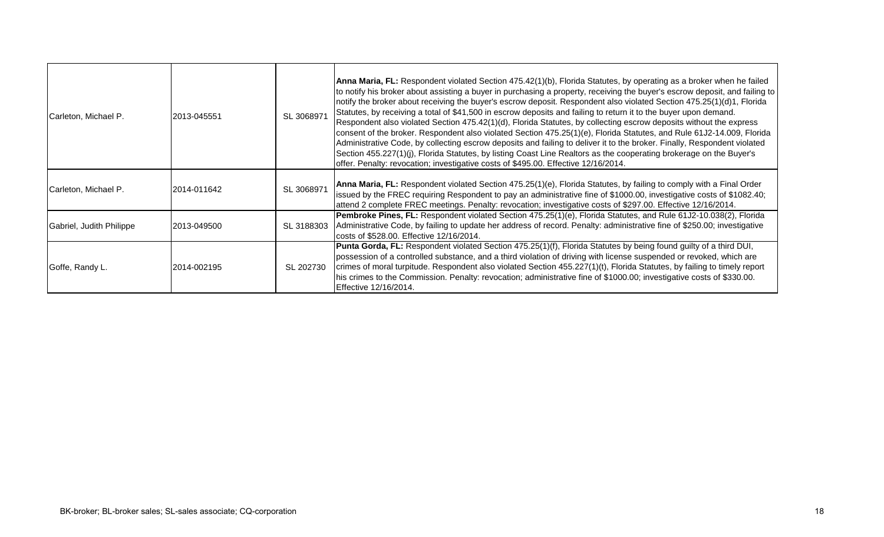| | | | |
|---|---|---|---|
| Carleton, Michael P. | 2013-045551 | SL 3068971 | **Anna Maria, FL:** Respondent violated Section 475.42(1)(b), Florida Statutes, by operating as a broker when he failed to notify his broker about assisting a buyer in purchasing a property, receiving the buyer's escrow deposit, and failing to notify the broker about receiving the buyer's escrow deposit. Respondent also violated Section 475.25(1)(d)1, Florida Statutes, by receiving a total of $41,500 in escrow deposits and failing to return it to the buyer upon demand. Respondent also violated Section 475.42(1)(d), Florida Statutes, by collecting escrow deposits without the express consent of the broker. Respondent also violated Section 475.25(1)(e), Florida Statutes, and Rule 61J2-14.009, Florida Administrative Code, by collecting escrow deposits and failing to deliver it to the broker. Finally, Respondent violated Section 455.227(1)(j), Florida Statutes, by listing Coast Line Realtors as the cooperating brokerage on the Buyer's offer. Penalty: revocation; investigative costs of $495.00. Effective 12/16/2014. |
| Carleton, Michael P. | 2014-011642 | SL 3068971 | **Anna Maria, FL:** Respondent violated Section 475.25(1)(e), Florida Statutes, by failing to comply with a Final Order issued by the FREC requiring Respondent to pay an administrative fine of $1000.00, investigative costs of $1082.40; attend 2 complete FREC meetings. Penalty: revocation; investigative costs of $297.00. Effective 12/16/2014. |
| Gabriel, Judith Philippe | 2013-049500 | SL 3188303 | **Pembroke Pines, FL:** Respondent violated Section 475.25(1)(e), Florida Statutes, and Rule 61J2-10.038(2), Florida Administrative Code, by failing to update her address of record. Penalty: administrative fine of $250.00; investigative costs of $528.00. Effective 12/16/2014. |
| Goffe, Randy L. | 2014-002195 | SL 202730 | **Punta Gorda, FL:** Respondent violated Section 475.25(1)(f), Florida Statutes by being found guilty of a third DUI, possession of a controlled substance, and a third violation of driving with license suspended or revoked, which are crimes of moral turpitude. Respondent also violated Section 455.227(1)(t), Florida Statutes, by failing to timely report his crimes to the Commission. Penalty: revocation; administrative fine of $1000.00; investigative costs of $330.00. Effective 12/16/2014. |

BK-broker; BL-broker sales; SL-sales associate; CQ-corporation